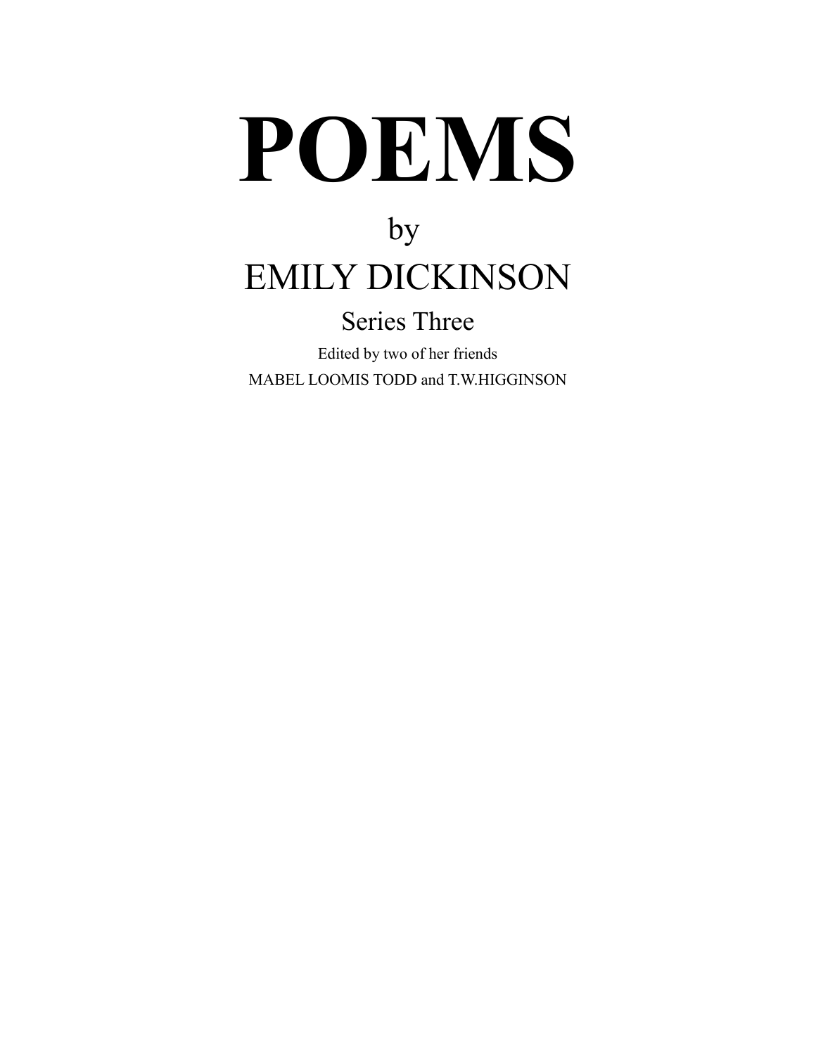# POEMS

by

## EMILY DICKINSON

### Series Three

Edited by two of her friends

MABEL LOOMIS TODD and T.W.HIGGINSON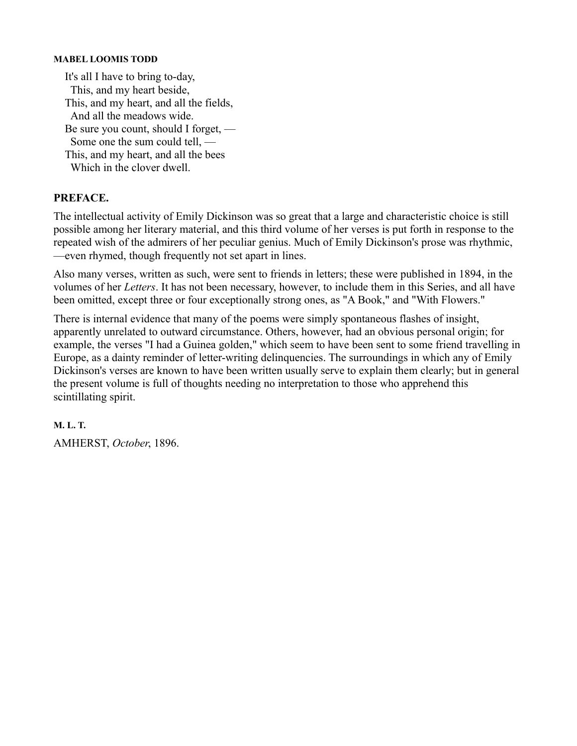**MABEL LOOMIS TODD**

It's all I have to bring to-day,  
  This, and my heart beside,  
This, and my heart, and all the fields,  
  And all the meadows wide.  
Be sure you count, should I forget, —  
  Some one the sum could tell, —  
This, and my heart, and all the bees  
  Which in the clover dwell.

## PREFACE.

The intellectual activity of Emily Dickinson was so great that a large and characteristic choice is still possible among her literary material, and this third volume of her verses is put forth in response to the repeated wish of the admirers of her peculiar genius. Much of Emily Dickinson's prose was rhythmic, —even rhymed, though frequently not set apart in lines.

Also many verses, written as such, were sent to friends in letters; these were published in 1894, in the volumes of her *Letters*. It has not been necessary, however, to include them in this Series, and all have been omitted, except three or four exceptionally strong ones, as "A Book," and "With Flowers."

There is internal evidence that many of the poems were simply spontaneous flashes of insight, apparently unrelated to outward circumstance. Others, however, had an obvious personal origin; for example, the verses "I had a Guinea golden," which seem to have been sent to some friend travelling in Europe, as a dainty reminder of letter-writing delinquencies. The surroundings in which any of Emily Dickinson's verses are known to have been written usually serve to explain them clearly; but in general the present volume is full of thoughts needing no interpretation to those who apprehend this scintillating spirit.

**M. L. T.**

AMHERST, *October*, 1896.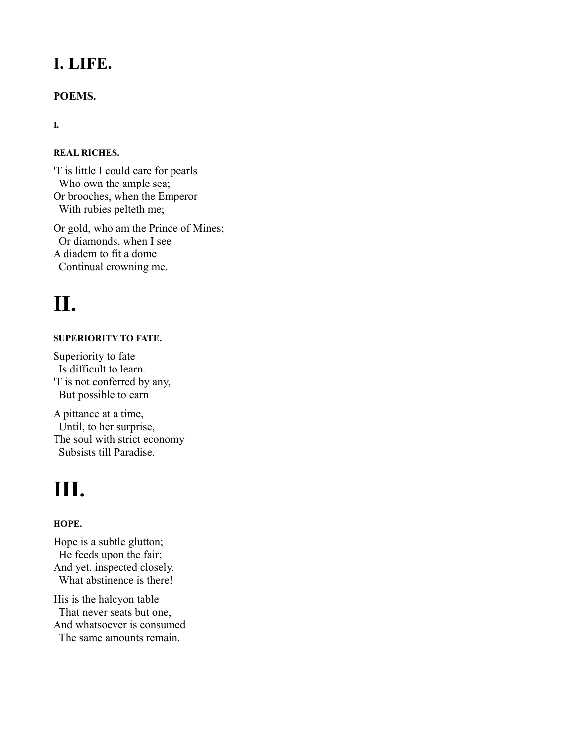# I. LIFE.

### POEMS.

#### I.

#### REAL RICHES.

'T is little I could care for pearls
  Who own the ample sea;
Or brooches, when the Emperor
  With rubies pelteth me;

Or gold, who am the Prince of Mines;
  Or diamonds, when I see
A diadem to fit a dome
  Continual crowning me.

# II.

#### SUPERIORITY TO FATE.

Superiority to fate
  Is difficult to learn.
'T is not conferred by any,
  But possible to earn

A pittance at a time,
  Until, to her surprise,
The soul with strict economy
  Subsists till Paradise.

# III.

#### HOPE.

Hope is a subtle glutton;
  He feeds upon the fair;
And yet, inspected closely,
  What abstinence is there!

His is the halcyon table
  That never seats but one,
And whatsoever is consumed
  The same amounts remain.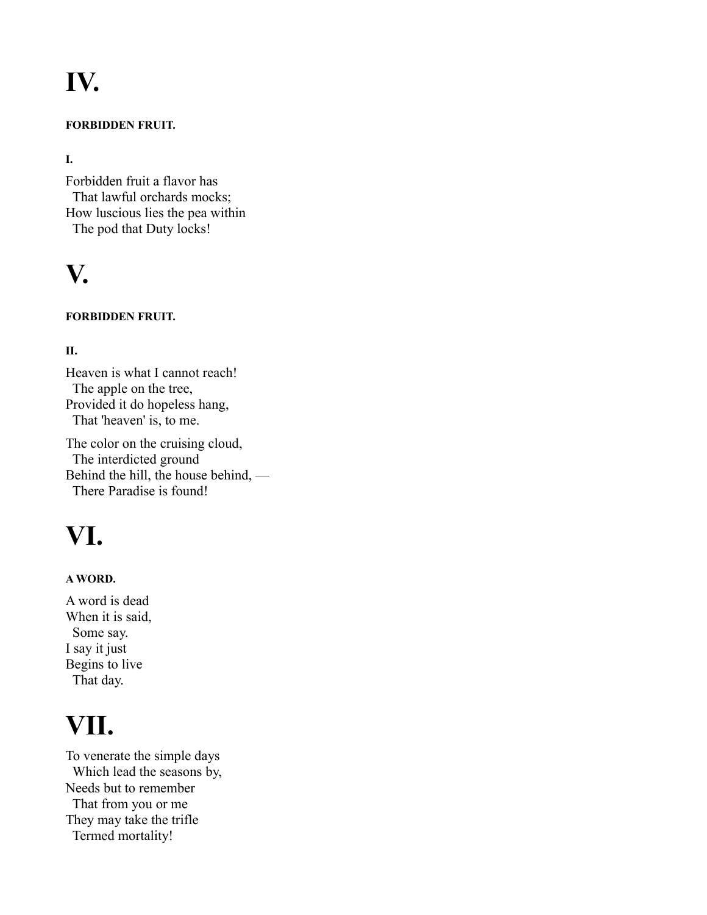# IV.

#### FORBIDDEN FRUIT.

##### I.

Forbidden fruit a flavor has  
  That lawful orchards mocks;  
How luscious lies the pea within  
  The pod that Duty locks!

# V.

#### FORBIDDEN FRUIT.

##### II.

Heaven is what I cannot reach!  
  The apple on the tree,  
Provided it do hopeless hang,  
  That 'heaven' is, to me.

The color on the cruising cloud,  
  The interdicted ground  
Behind the hill, the house behind, —  
  There Paradise is found!

# VI.

#### A WORD.

A word is dead  
When it is said,  
  Some say.  
I say it just  
Begins to live  
  That day.

# VII.

To venerate the simple days  
  Which lead the seasons by,  
Needs but to remember  
  That from you or me  
They may take the trifle  
  Termed mortality!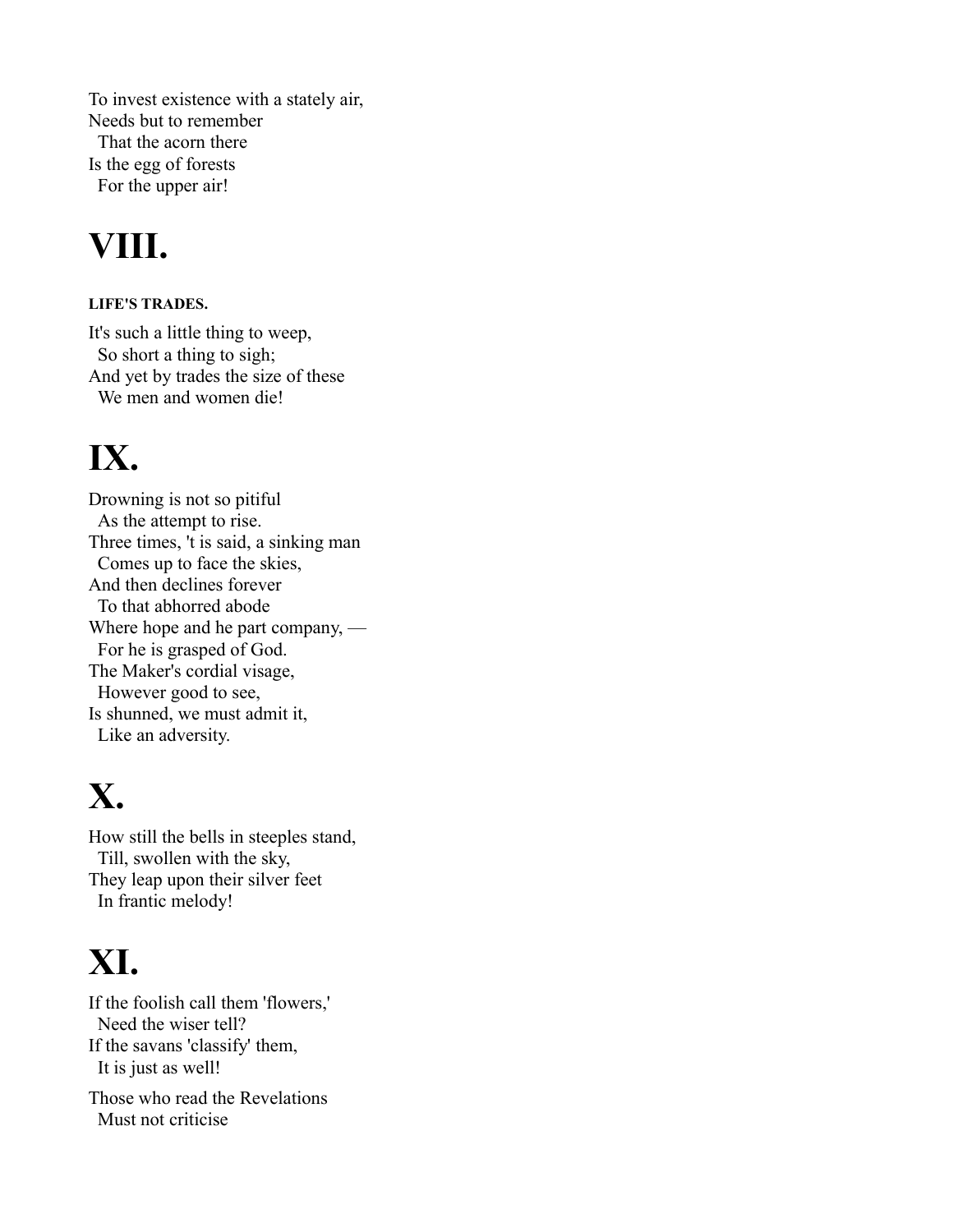To invest existence with a stately air,  
Needs but to remember  
  That the acorn there  
Is the egg of forests  
  For the upper air!

# VIII.

##### LIFE'S TRADES.

It's such a little thing to weep,  
  So short a thing to sigh;  
And yet by trades the size of these  
  We men and women die!

# IX.

Drowning is not so pitiful  
  As the attempt to rise.  
Three times, 't is said, a sinking man  
  Comes up to face the skies,  
And then declines forever  
  To that abhorred abode  
Where hope and he part company, —  
  For he is grasped of God.  
The Maker's cordial visage,  
  However good to see,  
Is shunned, we must admit it,  
  Like an adversity.

# X.

How still the bells in steeples stand,  
  Till, swollen with the sky,  
They leap upon their silver feet  
  In frantic melody!

# XI.

If the foolish call them 'flowers,'  
  Need the wiser tell?  
If the savans 'classify' them,  
  It is just as well!

Those who read the Revelations  
  Must not criticise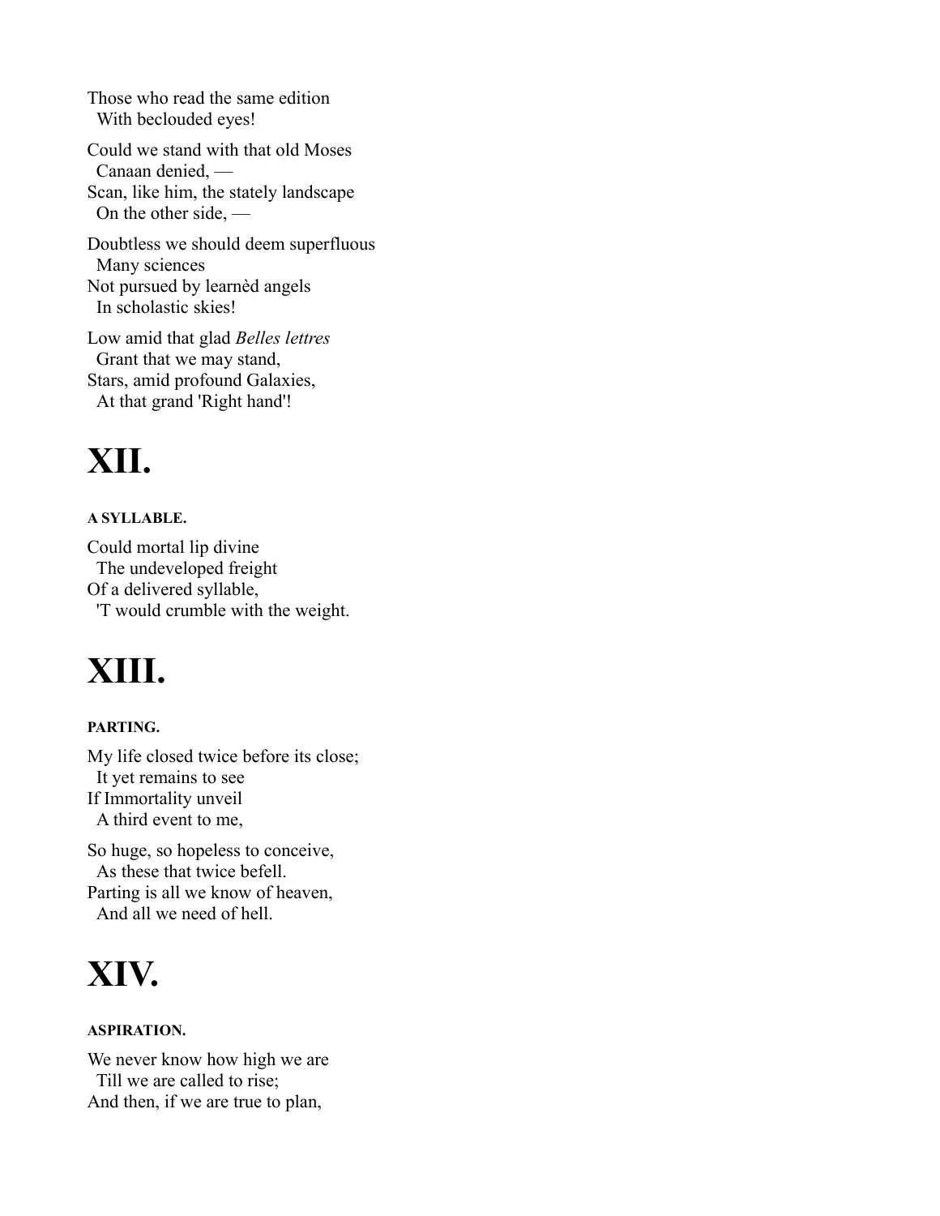Those who read the same edition  
  With beclouded eyes!

Could we stand with that old Moses  
  Canaan denied, —  
Scan, like him, the stately landscape  
  On the other side, —

Doubtless we should deem superfluous  
  Many sciences  
Not pursued by learnèd angels  
  In scholastic skies!

Low amid that glad *Belles lettres*  
  Grant that we may stand,  
Stars, amid profound Galaxies,  
  At that grand 'Right hand'!

# XII.

##### A SYLLABLE.

Could mortal lip divine  
  The undeveloped freight  
Of a delivered syllable,  
  'T would crumble with the weight.

# XIII.

##### PARTING.

My life closed twice before its close;  
  It yet remains to see  
If Immortality unveil  
  A third event to me,

So huge, so hopeless to conceive,  
  As these that twice befell.  
Parting is all we know of heaven,  
  And all we need of hell.

# XIV.

##### ASPIRATION.

We never know how high we are  
  Till we are called to rise;  
And then, if we are true to plan,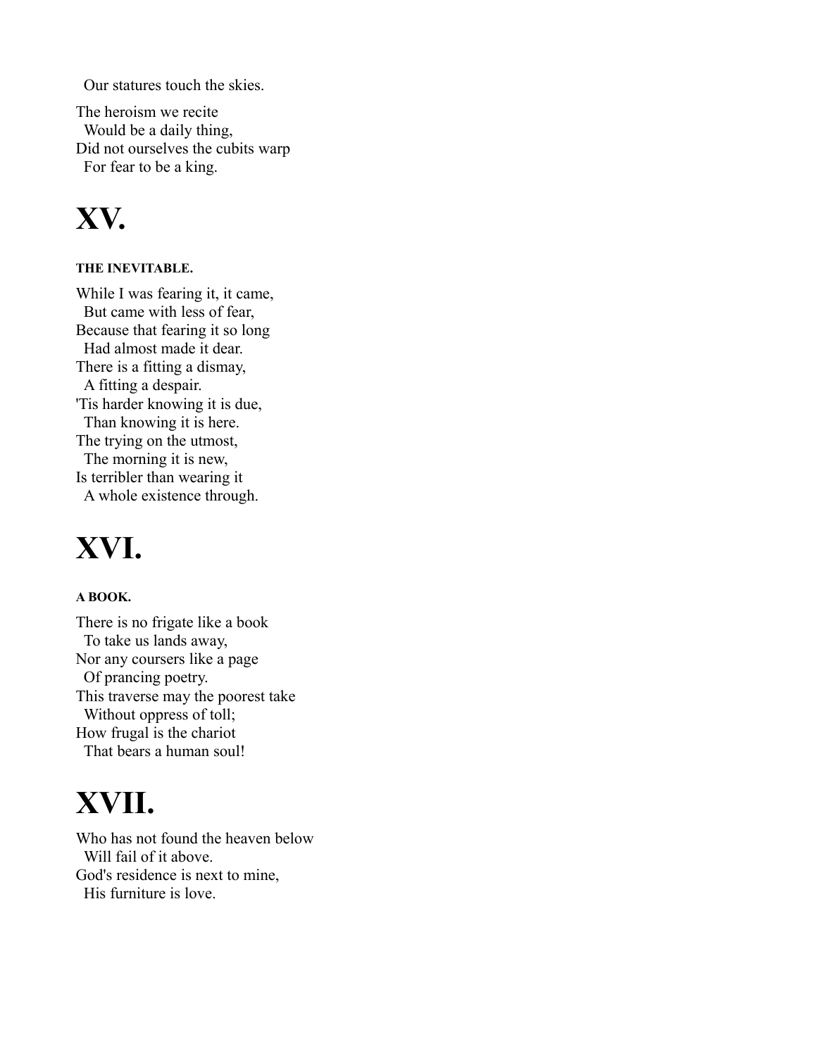Our statures touch the skies.

The heroism we recite  
Would be a daily thing,  
Did not ourselves the cubits warp  
For fear to be a king.

# XV.

#### THE INEVITABLE.

While I was fearing it, it came,  
But came with less of fear,  
Because that fearing it so long  
Had almost made it dear.  
There is a fitting a dismay,  
A fitting a despair.  
'Tis harder knowing it is due,  
Than knowing it is here.  
The trying on the utmost,  
The morning it is new,  
Is terribler than wearing it  
A whole existence through.

# XVI.

#### A BOOK.

There is no frigate like a book  
To take us lands away,  
Nor any coursers like a page  
Of prancing poetry.  
This traverse may the poorest take  
Without oppress of toll;  
How frugal is the chariot  
That bears a human soul!

# XVII.

Who has not found the heaven below  
Will fail of it above.  
God's residence is next to mine,  
His furniture is love.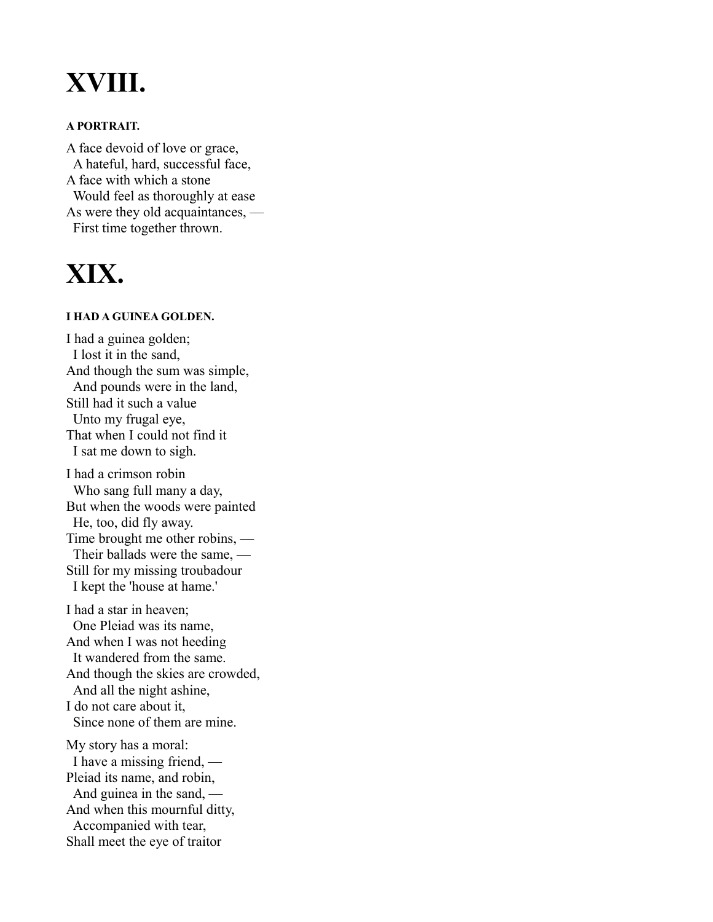# XVIII.

#### A PORTRAIT.

A face devoid of love or grace,
  A hateful, hard, successful face,
A face with which a stone
  Would feel as thoroughly at ease
As were they old acquaintances, —
  First time together thrown.

# XIX.

#### I HAD A GUINEA GOLDEN.

I had a guinea golden;
  I lost it in the sand,
And though the sum was simple,
  And pounds were in the land,
Still had it such a value
  Unto my frugal eye,
That when I could not find it
  I sat me down to sigh.

I had a crimson robin
  Who sang full many a day,
But when the woods were painted
  He, too, did fly away.
Time brought me other robins, —
  Their ballads were the same, —
Still for my missing troubadour
  I kept the 'house at hame.'

I had a star in heaven;
  One Pleiad was its name,
And when I was not heeding
  It wandered from the same.
And though the skies are crowded,
  And all the night ashine,
I do not care about it,
  Since none of them are mine.

My story has a moral:
  I have a missing friend, —
Pleiad its name, and robin,
  And guinea in the sand, —
And when this mournful ditty,
  Accompanied with tear,
Shall meet the eye of traitor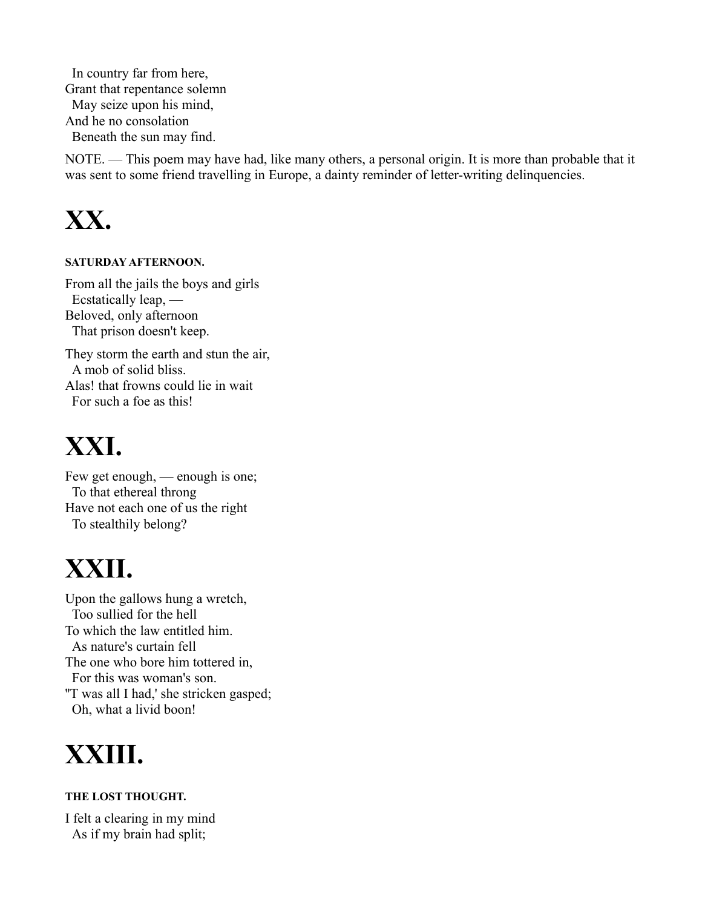In country far from here,
Grant that repentance solemn
  May seize upon his mind,
And he no consolation
  Beneath the sun may find.

NOTE. — This poem may have had, like many others, a personal origin. It is more than probable that it was sent to some friend travelling in Europe, a dainty reminder of letter-writing delinquencies.

# XX.

##### SATURDAY AFTERNOON.

From all the jails the boys and girls
  Ecstatically leap, —
Beloved, only afternoon
  That prison doesn't keep.

They storm the earth and stun the air,
  A mob of solid bliss.
Alas! that frowns could lie in wait
  For such a foe as this!

# XXI.

Few get enough, — enough is one;
  To that ethereal throng
Have not each one of us the right
  To stealthily belong?

# XXII.

Upon the gallows hung a wretch,
  Too sullied for the hell
To which the law entitled him.
  As nature's curtain fell
The one who bore him tottered in,
  For this was woman's son.
''T was all I had,' she stricken gasped;
  Oh, what a livid boon!

# XXIII.

##### THE LOST THOUGHT.

I felt a clearing in my mind
  As if my brain had split;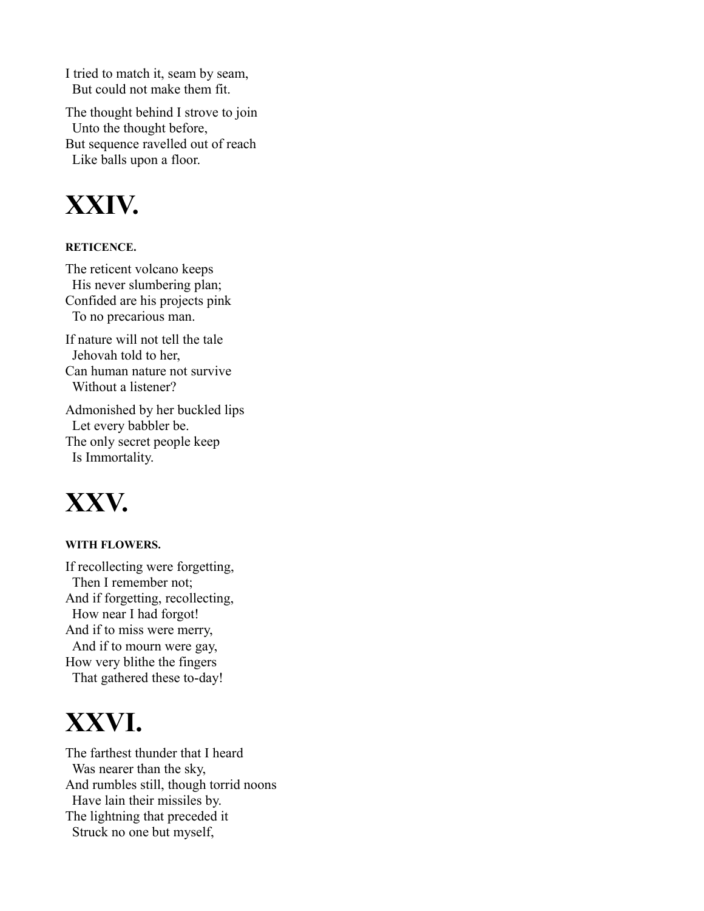I tried to match it, seam by seam,
  But could not make them fit.

The thought behind I strove to join
  Unto the thought before,
But sequence ravelled out of reach
  Like balls upon a floor.

# XXIV.

#### RETICENCE.

The reticent volcano keeps
  His never slumbering plan;
Confided are his projects pink
  To no precarious man.

If nature will not tell the tale
  Jehovah told to her,
Can human nature not survive
  Without a listener?

Admonished by her buckled lips
  Let every babbler be.
The only secret people keep
  Is Immortality.

# XXV.

#### WITH FLOWERS.

If recollecting were forgetting,
  Then I remember not;
And if forgetting, recollecting,
  How near I had forgot!
And if to miss were merry,
  And if to mourn were gay,
How very blithe the fingers
  That gathered these to-day!

# XXVI.

The farthest thunder that I heard
  Was nearer than the sky,
And rumbles still, though torrid noons
  Have lain their missiles by.
The lightning that preceded it
  Struck no one but myself,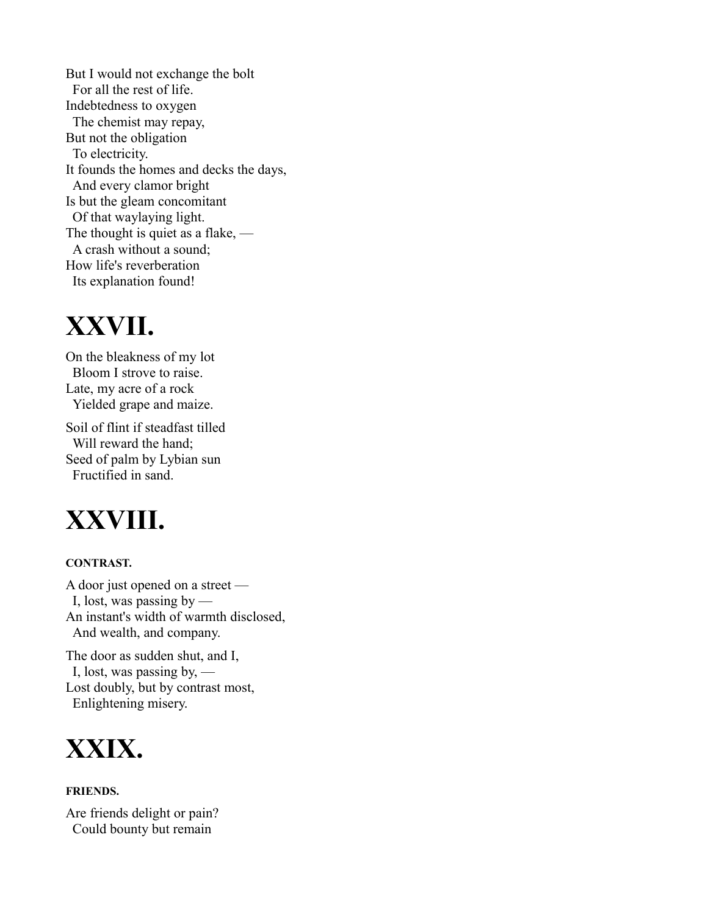But I would not exchange the bolt
  For all the rest of life.
Indebtedness to oxygen
  The chemist may repay,
But not the obligation
  To electricity.
It founds the homes and decks the days,
  And every clamor bright
Is but the gleam concomitant
  Of that waylaying light.
The thought is quiet as a flake, —
  A crash without a sound;
How life's reverberation
  Its explanation found!

# XXVII.

On the bleakness of my lot
  Bloom I strove to raise.
Late, my acre of a rock
  Yielded grape and maize.

Soil of flint if steadfast tilled
  Will reward the hand;
Seed of palm by Lybian sun
  Fructified in sand.

# XXVIII.

**CONTRAST.**

A door just opened on a street —
  I, lost, was passing by —
An instant's width of warmth disclosed,
  And wealth, and company.

The door as sudden shut, and I,
  I, lost, was passing by, —
Lost doubly, but by contrast most,
  Enlightening misery.

# XXIX.

**FRIENDS.**

Are friends delight or pain?
  Could bounty but remain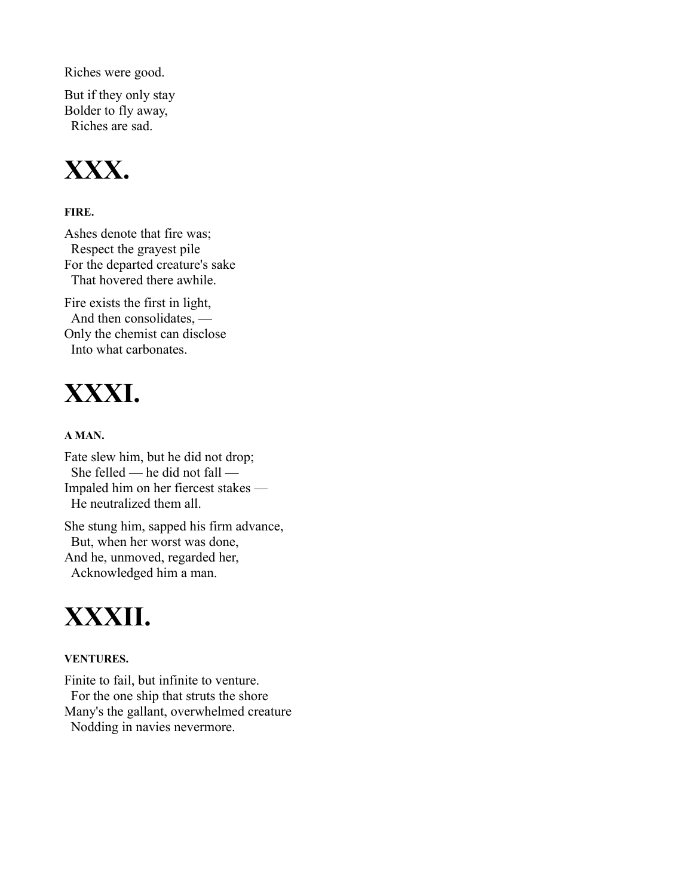Riches were good.

But if they only stay
Bolder to fly away,
  Riches are sad.

# XXX.

#### FIRE.

Ashes denote that fire was;
  Respect the grayest pile
For the departed creature's sake
  That hovered there awhile.

Fire exists the first in light,
  And then consolidates, —
Only the chemist can disclose
  Into what carbonates.

# XXXI.

#### A MAN.

Fate slew him, but he did not drop;
  She felled — he did not fall —
Impaled him on her fiercest stakes —
  He neutralized them all.

She stung him, sapped his firm advance,
  But, when her worst was done,
And he, unmoved, regarded her,
  Acknowledged him a man.

# XXXII.

#### VENTURES.

Finite to fail, but infinite to venture.
  For the one ship that struts the shore
Many's the gallant, overwhelmed creature
  Nodding in navies nevermore.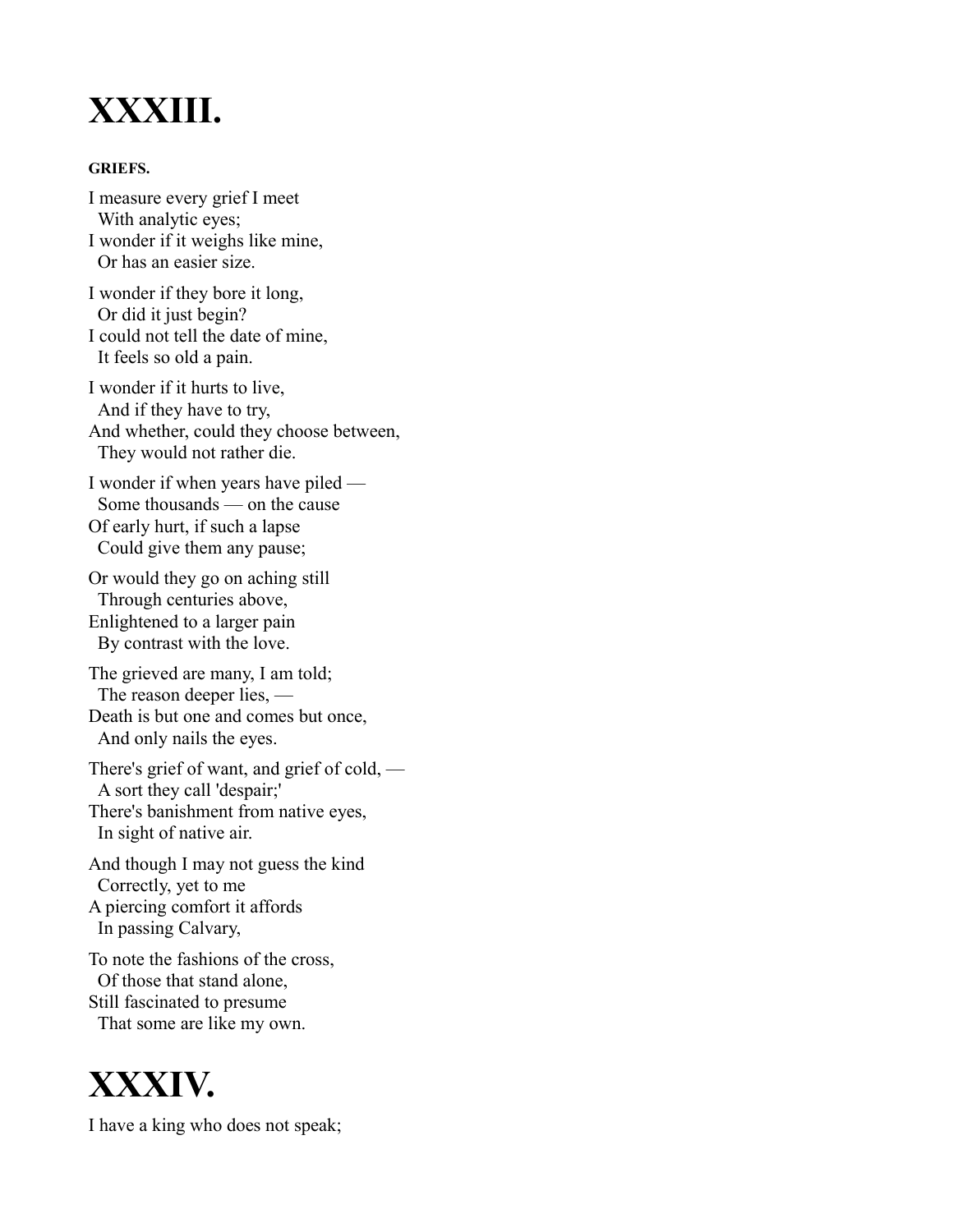# XXXIII.

##### GRIEFS.

I measure every grief I meet  
  With analytic eyes;  
I wonder if it weighs like mine,  
  Or has an easier size.

I wonder if they bore it long,  
  Or did it just begin?  
I could not tell the date of mine,  
  It feels so old a pain.

I wonder if it hurts to live,  
  And if they have to try,  
And whether, could they choose between,  
  They would not rather die.

I wonder if when years have piled —  
  Some thousands — on the cause  
Of early hurt, if such a lapse  
  Could give them any pause;

Or would they go on aching still  
  Through centuries above,  
Enlightened to a larger pain  
  By contrast with the love.

The grieved are many, I am told;  
  The reason deeper lies, —  
Death is but one and comes but once,  
  And only nails the eyes.

There's grief of want, and grief of cold, —  
  A sort they call 'despair;'  
There's banishment from native eyes,  
  In sight of native air.

And though I may not guess the kind  
  Correctly, yet to me  
A piercing comfort it affords  
  In passing Calvary,

To note the fashions of the cross,  
  Of those that stand alone,  
Still fascinated to presume  
  That some are like my own.

# XXXIV.

I have a king who does not speak;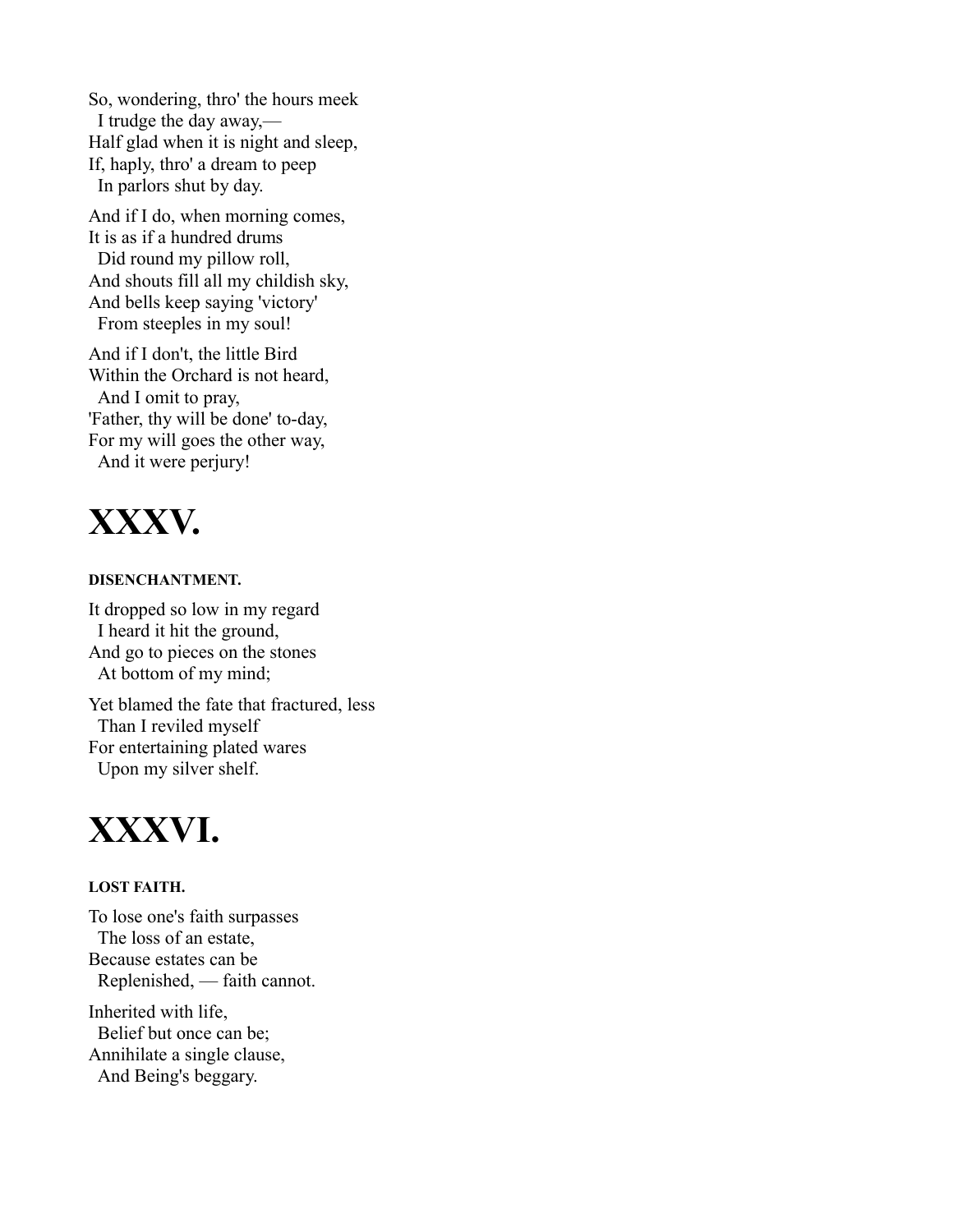So, wondering, thro' the hours meek  
  I trudge the day away,—  
Half glad when it is night and sleep,  
If, haply, thro' a dream to peep  
  In parlors shut by day.

And if I do, when morning comes,  
It is as if a hundred drums  
  Did round my pillow roll,  
And shouts fill all my childish sky,  
And bells keep saying 'victory'  
  From steeples in my soul!

And if I don't, the little Bird  
Within the Orchard is not heard,  
  And I omit to pray,  
'Father, thy will be done' to-day,  
For my will goes the other way,  
  And it were perjury!

# XXXV.

##### DISENCHANTMENT.

It dropped so low in my regard  
  I heard it hit the ground,  
And go to pieces on the stones  
  At bottom of my mind;

Yet blamed the fate that fractured, less  
  Than I reviled myself  
For entertaining plated wares  
  Upon my silver shelf.

# XXXVI.

##### LOST FAITH.

To lose one's faith surpasses  
  The loss of an estate,  
Because estates can be  
  Replenished, — faith cannot.

Inherited with life,  
  Belief but once can be;  
Annihilate a single clause,  
  And Being's beggary.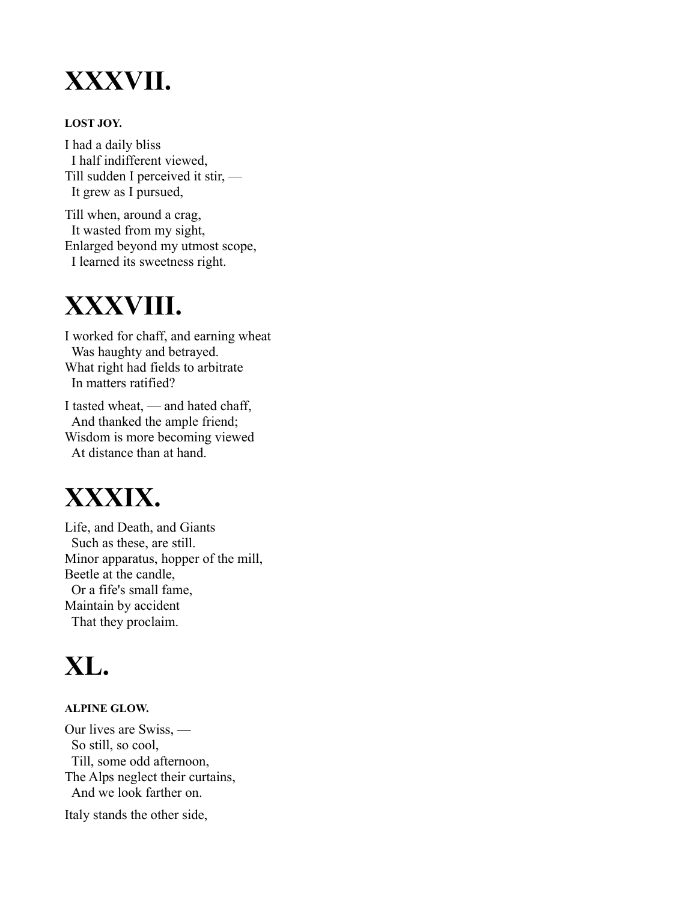# XXXVII.

#### LOST JOY.

I had a daily bliss  
  I half indifferent viewed,  
Till sudden I perceived it stir, —  
  It grew as I pursued,

Till when, around a crag,  
  It wasted from my sight,  
Enlarged beyond my utmost scope,  
  I learned its sweetness right.

# XXXVIII.

I worked for chaff, and earning wheat  
  Was haughty and betrayed.  
What right had fields to arbitrate  
  In matters ratified?

I tasted wheat, — and hated chaff,  
  And thanked the ample friend;  
Wisdom is more becoming viewed  
  At distance than at hand.

# XXXIX.

Life, and Death, and Giants  
  Such as these, are still.  
Minor apparatus, hopper of the mill,  
Beetle at the candle,  
  Or a fife's small fame,  
Maintain by accident  
  That they proclaim.

# XL.

#### ALPINE GLOW.

Our lives are Swiss, —  
  So still, so cool,  
  Till, some odd afternoon,  
The Alps neglect their curtains,  
  And we look farther on.

Italy stands the other side,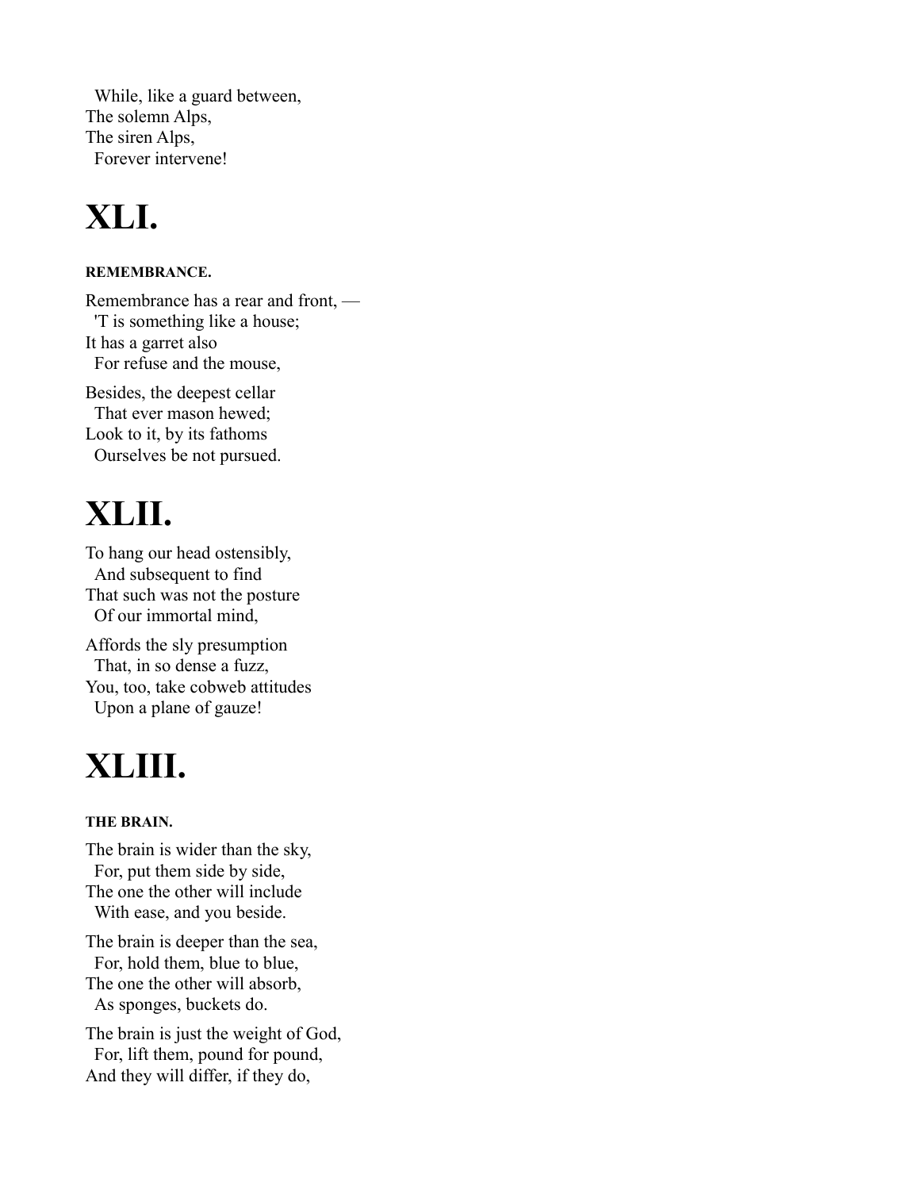While, like a guard between,
The solemn Alps,
The siren Alps,
Forever intervene!

# XLI.

#### REMEMBRANCE.

Remembrance has a rear and front, —
'T is something like a house;
It has a garret also
For refuse and the mouse,

Besides, the deepest cellar
That ever mason hewed;
Look to it, by its fathoms
Ourselves be not pursued.

# XLII.

To hang our head ostensibly,
And subsequent to find
That such was not the posture
Of our immortal mind,

Affords the sly presumption
That, in so dense a fuzz,
You, too, take cobweb attitudes
Upon a plane of gauze!

# XLIII.

#### THE BRAIN.

The brain is wider than the sky,
For, put them side by side,
The one the other will include
With ease, and you beside.

The brain is deeper than the sea,
For, hold them, blue to blue,
The one the other will absorb,
As sponges, buckets do.

The brain is just the weight of God,
For, lift them, pound for pound,
And they will differ, if they do,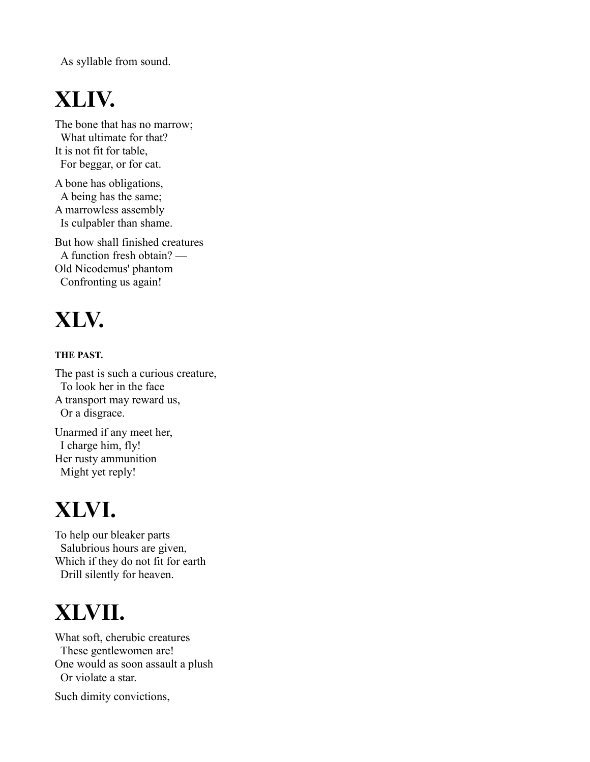As syllable from sound.

# XLIV.

The bone that has no marrow;
  What ultimate for that?
It is not fit for table,
  For beggar, or for cat.

A bone has obligations,
  A being has the same;
A marrowless assembly
  Is culpabler than shame.

But how shall finished creatures
  A function fresh obtain? —
Old Nicodemus' phantom
  Confronting us again!

# XLV.

#### THE PAST.

The past is such a curious creature,
  To look her in the face
A transport may reward us,
  Or a disgrace.

Unarmed if any meet her,
  I charge him, fly!
Her rusty ammunition
  Might yet reply!

# XLVI.

To help our bleaker parts
  Salubrious hours are given,
Which if they do not fit for earth
  Drill silently for heaven.

# XLVII.

What soft, cherubic creatures
  These gentlewomen are!
One would as soon assault a plush
  Or violate a star.

Such dimity convictions,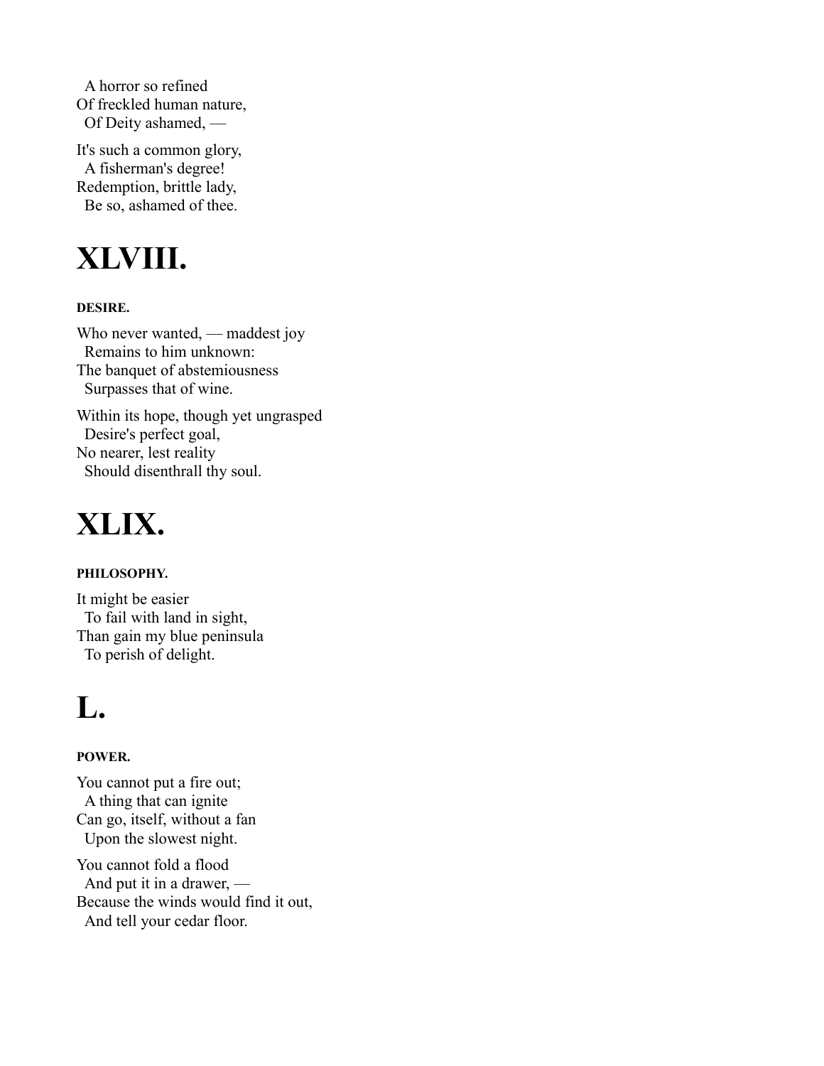A horror so refined
Of freckled human nature,
  Of Deity ashamed, —

It's such a common glory,
  A fisherman's degree!
Redemption, brittle lady,
  Be so, ashamed of thee.

# XLVIII.

#### DESIRE.

Who never wanted, — maddest joy
  Remains to him unknown:
The banquet of abstemiousness
  Surpasses that of wine.

Within its hope, though yet ungrasped
  Desire's perfect goal,
No nearer, lest reality
  Should disenthrall thy soul.

# XLIX.

#### PHILOSOPHY.

It might be easier
  To fail with land in sight,
Than gain my blue peninsula
  To perish of delight.

# L.

#### POWER.

You cannot put a fire out;
  A thing that can ignite
Can go, itself, without a fan
  Upon the slowest night.

You cannot fold a flood
  And put it in a drawer, —
Because the winds would find it out,
  And tell your cedar floor.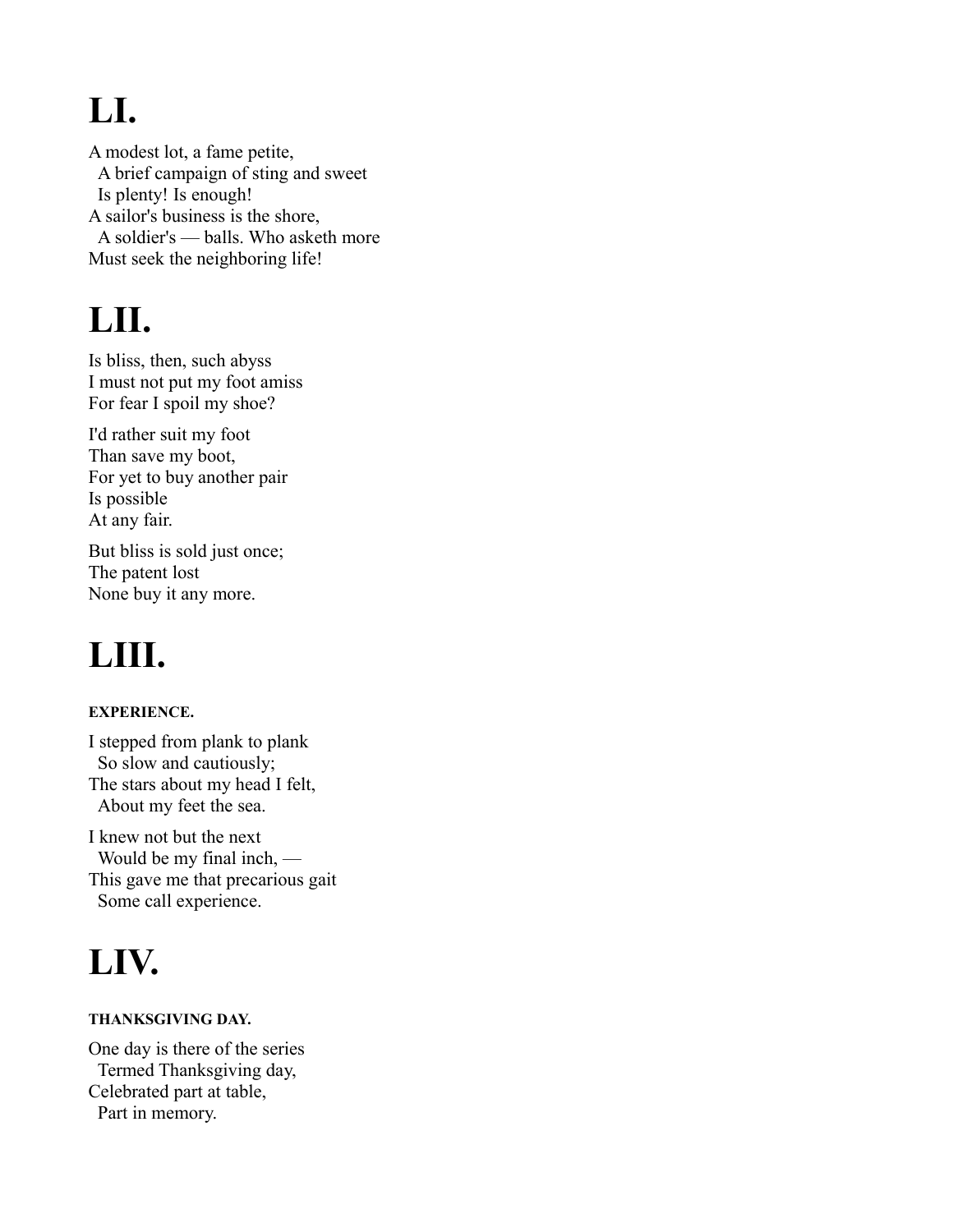# LI.

A modest lot, a fame petite,
  A brief campaign of sting and sweet
  Is plenty! Is enough!
A sailor's business is the shore,
  A soldier's — balls. Who asketh more
Must seek the neighboring life!

# LII.

Is bliss, then, such abyss
I must not put my foot amiss
For fear I spoil my shoe?

I'd rather suit my foot
Than save my boot,
For yet to buy another pair
Is possible
At any fair.

But bliss is sold just once;
The patent lost
None buy it any more.

# LIII.

##### EXPERIENCE.

I stepped from plank to plank
  So slow and cautiously;
The stars about my head I felt,
  About my feet the sea.

I knew not but the next
  Would be my final inch, —
This gave me that precarious gait
  Some call experience.

# LIV.

##### THANKSGIVING DAY.

One day is there of the series
  Termed Thanksgiving day,
Celebrated part at table,
  Part in memory.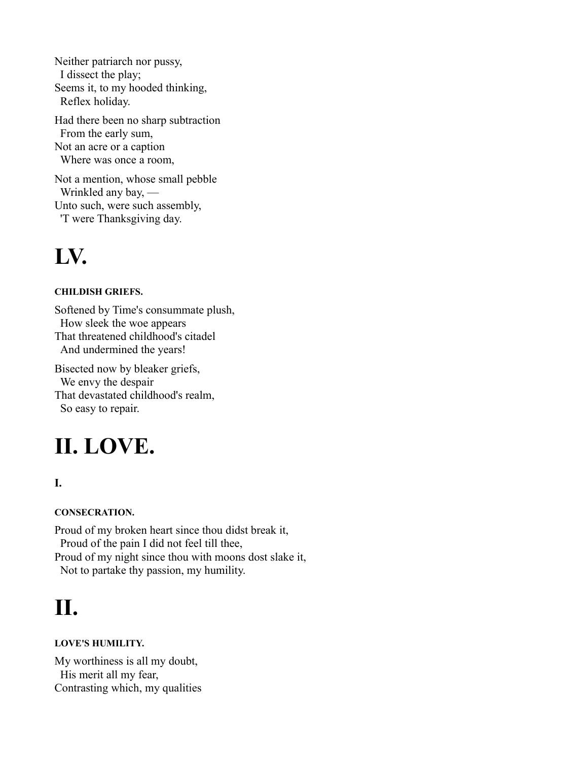Neither patriarch nor pussy,
  I dissect the play;
Seems it, to my hooded thinking,
  Reflex holiday.

Had there been no sharp subtraction
  From the early sum,
Not an acre or a caption
  Where was once a room,

Not a mention, whose small pebble
  Wrinkled any bay, —
Unto such, were such assembly,
  'T were Thanksgiving day.

# LV.

##### CHILDISH GRIEFS.

Softened by Time's consummate plush,
  How sleek the woe appears
That threatened childhood's citadel
  And undermined the years!

Bisected now by bleaker griefs,
  We envy the despair
That devastated childhood's realm,
  So easy to repair.

# II. LOVE.

#### I.

##### CONSECRATION.

Proud of my broken heart since thou didst break it,
  Proud of the pain I did not feel till thee,
Proud of my night since thou with moons dost slake it,
  Not to partake thy passion, my humility.

# II.

##### LOVE'S HUMILITY.

My worthiness is all my doubt,
  His merit all my fear,
Contrasting which, my qualities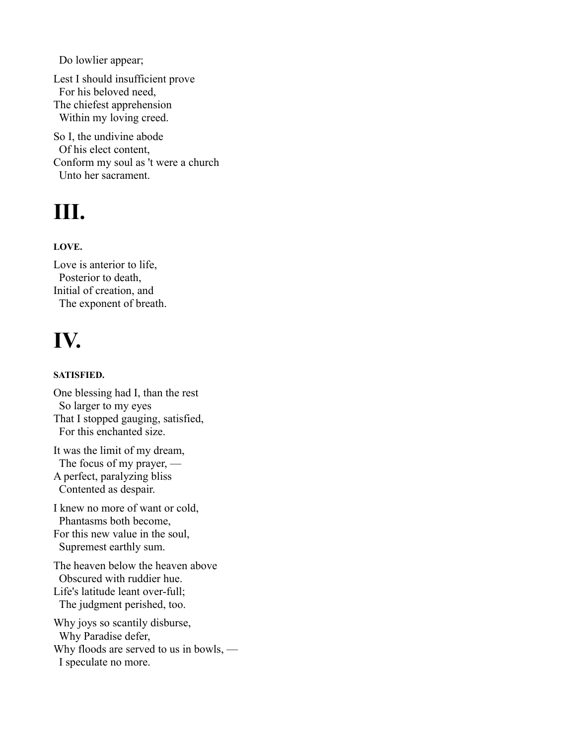Do lowlier appear;

Lest I should insufficient prove
For his beloved need,
The chiefest apprehension
Within my loving creed.

So I, the undivine abode
Of his elect content,
Conform my soul as 't were a church
Unto her sacrament.

# III.

##### LOVE.

Love is anterior to life,
Posterior to death,
Initial of creation, and
The exponent of breath.

# IV.

##### SATISFIED.

One blessing had I, than the rest
So larger to my eyes
That I stopped gauging, satisfied,
For this enchanted size.

It was the limit of my dream,
The focus of my prayer, —
A perfect, paralyzing bliss
Contented as despair.

I knew no more of want or cold,
Phantasms both become,
For this new value in the soul,
Supremest earthly sum.

The heaven below the heaven above
Obscured with ruddier hue.
Life's latitude leant over-full;
The judgment perished, too.

Why joys so scantily disburse,
Why Paradise defer,
Why floods are served to us in bowls, —
I speculate no more.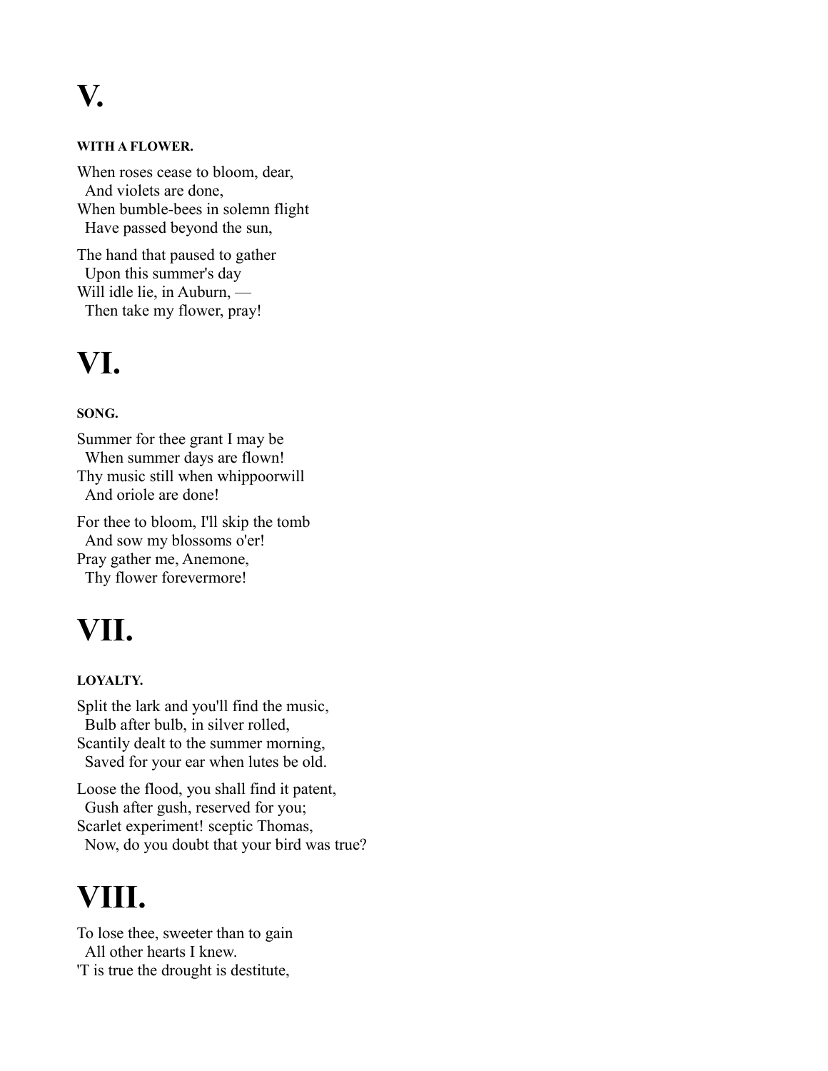# V.

#### WITH A FLOWER.

When roses cease to bloom, dear,  
  And violets are done,  
When bumble-bees in solemn flight  
  Have passed beyond the sun,

The hand that paused to gather  
  Upon this summer's day  
Will idle lie, in Auburn, —  
  Then take my flower, pray!

# VI.

#### SONG.

Summer for thee grant I may be  
  When summer days are flown!  
Thy music still when whippoorwill  
  And oriole are done!

For thee to bloom, I'll skip the tomb  
  And sow my blossoms o'er!  
Pray gather me, Anemone,  
  Thy flower forevermore!

# VII.

#### LOYALTY.

Split the lark and you'll find the music,  
  Bulb after bulb, in silver rolled,  
Scantily dealt to the summer morning,  
  Saved for your ear when lutes be old.

Loose the flood, you shall find it patent,  
  Gush after gush, reserved for you;  
Scarlet experiment! sceptic Thomas,  
  Now, do you doubt that your bird was true?

# VIII.

To lose thee, sweeter than to gain  
  All other hearts I knew.  
'T is true the drought is destitute,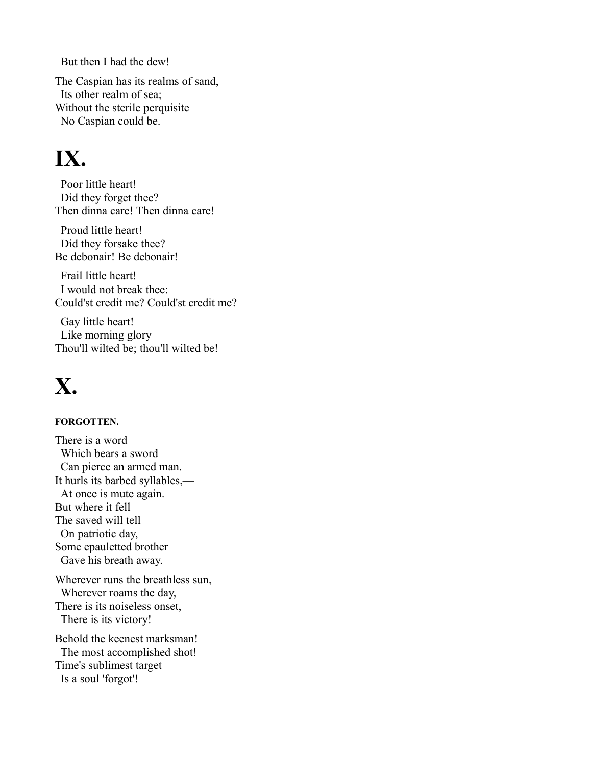But then I had the dew!

The Caspian has its realms of sand,
Its other realm of sea;
Without the sterile perquisite
No Caspian could be.

# IX.

Poor little heart!
Did they forget thee?
Then dinna care! Then dinna care!

Proud little heart!
Did they forsake thee?
Be debonair! Be debonair!

Frail little heart!
I would not break thee:
Could'st credit me? Could'st credit me?

Gay little heart!
Like morning glory
Thou'll wilted be; thou'll wilted be!

# X.

#### FORGOTTEN.

There is a word
Which bears a sword
Can pierce an armed man.
It hurls its barbed syllables,—
At once is mute again.
But where it fell
The saved will tell
On patriotic day,
Some epauletted brother
Gave his breath away.

Wherever runs the breathless sun,
Wherever roams the day,
There is its noiseless onset,
There is its victory!

Behold the keenest marksman!
The most accomplished shot!
Time's sublimest target
Is a soul 'forgot'!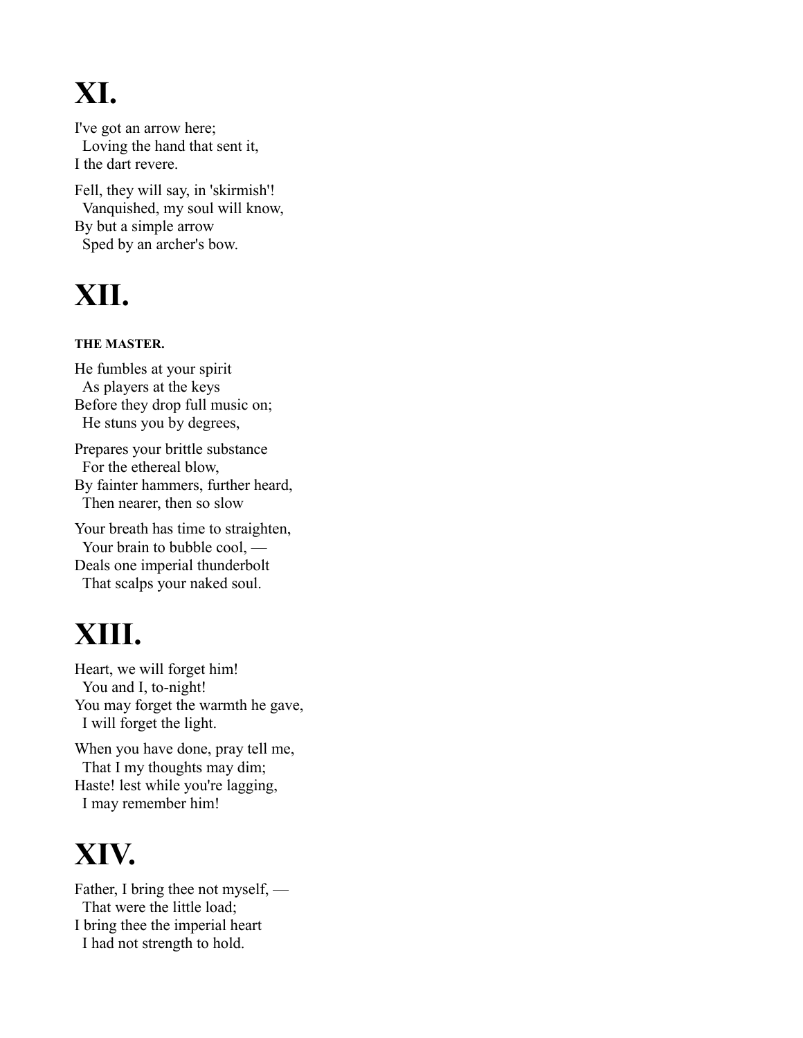# XI.

I've got an arrow here;
  Loving the hand that sent it,
I the dart revere.

Fell, they will say, in 'skirmish'!
  Vanquished, my soul will know,
By but a simple arrow
  Sped by an archer's bow.

# XII.

##### THE MASTER.

He fumbles at your spirit
  As players at the keys
Before they drop full music on;
  He stuns you by degrees,

Prepares your brittle substance
  For the ethereal blow,
By fainter hammers, further heard,
  Then nearer, then so slow

Your breath has time to straighten,
  Your brain to bubble cool, —
Deals one imperial thunderbolt
  That scalps your naked soul.

# XIII.

Heart, we will forget him!
  You and I, to-night!
You may forget the warmth he gave,
  I will forget the light.

When you have done, pray tell me,
  That I my thoughts may dim;
Haste! lest while you're lagging,
  I may remember him!

# XIV.

Father, I bring thee not myself, —
  That were the little load;
I bring thee the imperial heart
  I had not strength to hold.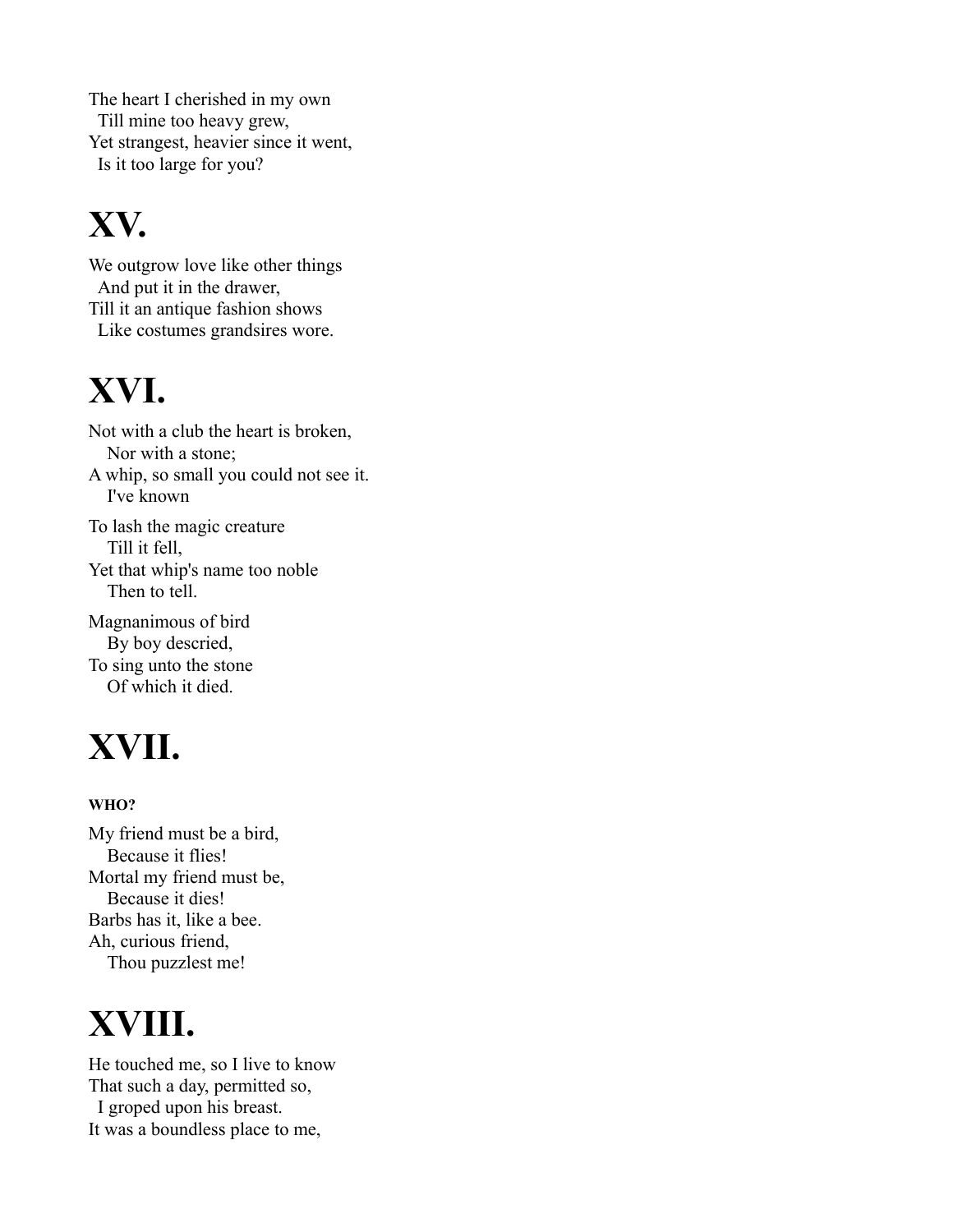The heart I cherished in my own
  Till mine too heavy grew,
Yet strangest, heavier since it went,
  Is it too large for you?

# XV.

We outgrow love like other things
  And put it in the drawer,
Till it an antique fashion shows
  Like costumes grandsires wore.

# XVI.

Not with a club the heart is broken,
  Nor with a stone;
A whip, so small you could not see it.
  I've known

To lash the magic creature
  Till it fell,
Yet that whip's name too noble
  Then to tell.

Magnanimous of bird
  By boy descried,
To sing unto the stone
  Of which it died.

# XVII.

##### WHO?

My friend must be a bird,
  Because it flies!
Mortal my friend must be,
  Because it dies!
Barbs has it, like a bee.
Ah, curious friend,
  Thou puzzlest me!

# XVIII.

He touched me, so I live to know
That such a day, permitted so,
  I groped upon his breast.
It was a boundless place to me,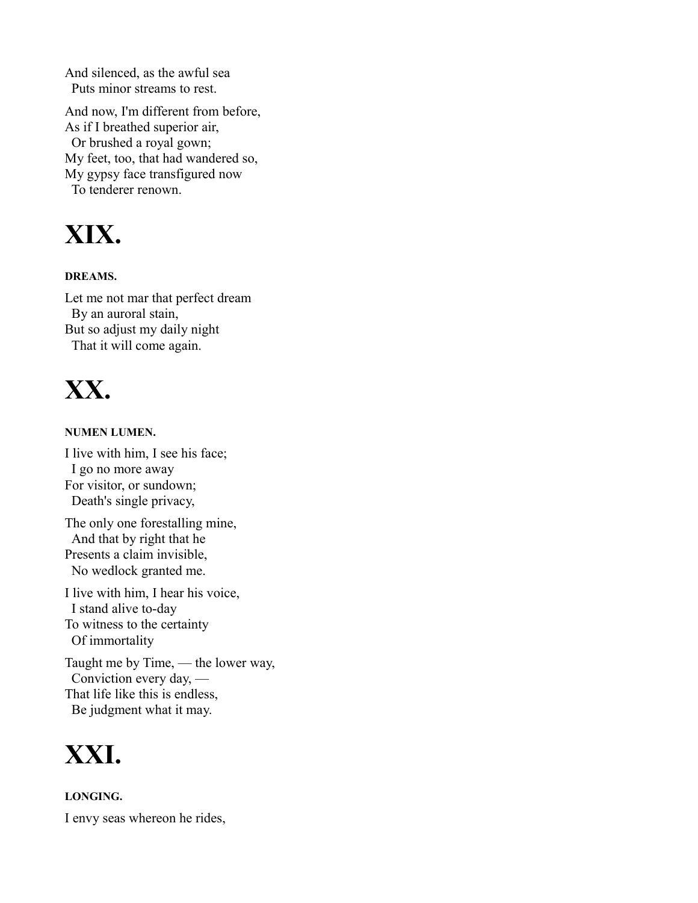And silenced, as the awful sea  
  Puts minor streams to rest.

And now, I'm different from before,  
As if I breathed superior air,  
  Or brushed a royal gown;  
My feet, too, that had wandered so,  
My gypsy face transfigured now  
  To tenderer renown.

# XIX.

##### DREAMS.

Let me not mar that perfect dream  
  By an auroral stain,  
But so adjust my daily night  
  That it will come again.

# XX.

##### NUMEN LUMEN.

I live with him, I see his face;  
  I go no more away  
For visitor, or sundown;  
  Death's single privacy,

The only one forestalling mine,  
  And that by right that he  
Presents a claim invisible,  
  No wedlock granted me.

I live with him, I hear his voice,  
  I stand alive to-day  
To witness to the certainty  
  Of immortality

Taught me by Time, — the lower way,  
  Conviction every day, —  
That life like this is endless,  
  Be judgment what it may.

# XXI.

##### LONGING.

I envy seas whereon he rides,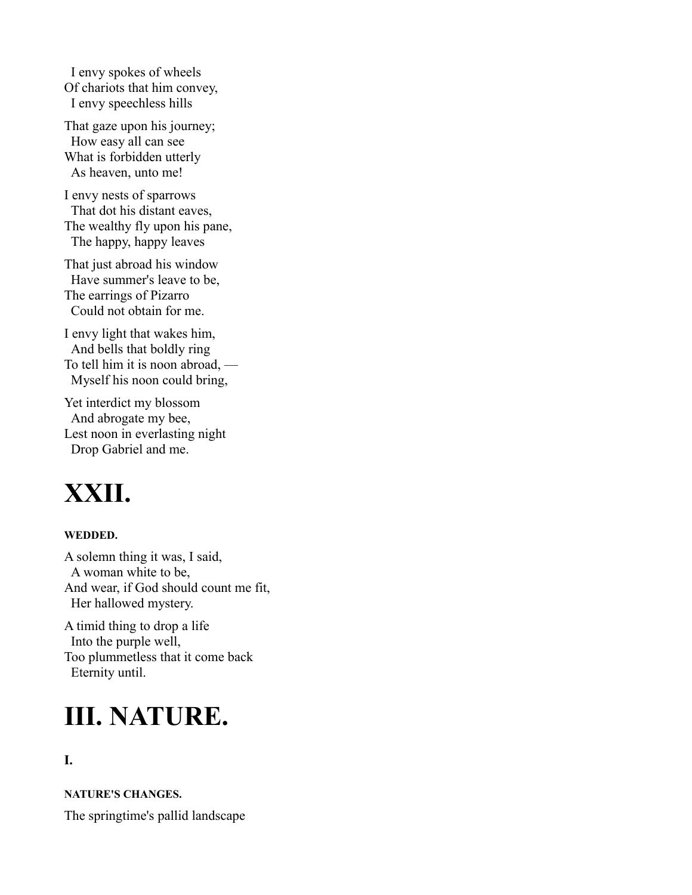I envy spokes of wheels
Of chariots that him convey,
I envy speechless hills

That gaze upon his journey;
How easy all can see
What is forbidden utterly
As heaven, unto me!

I envy nests of sparrows
That dot his distant eaves,
The wealthy fly upon his pane,
The happy, happy leaves

That just abroad his window
Have summer's leave to be,
The earrings of Pizarro
Could not obtain for me.

I envy light that wakes him,
And bells that boldly ring
To tell him it is noon abroad, —
Myself his noon could bring,

Yet interdict my blossom
And abrogate my bee,
Lest noon in everlasting night
Drop Gabriel and me.

# XXII.

##### WEDDED.

A solemn thing it was, I said,
A woman white to be,
And wear, if God should count me fit,
Her hallowed mystery.

A timid thing to drop a life
Into the purple well,
Too plummetless that it come back
Eternity until.

# III. NATURE.

### I.

##### NATURE'S CHANGES.

The springtime's pallid landscape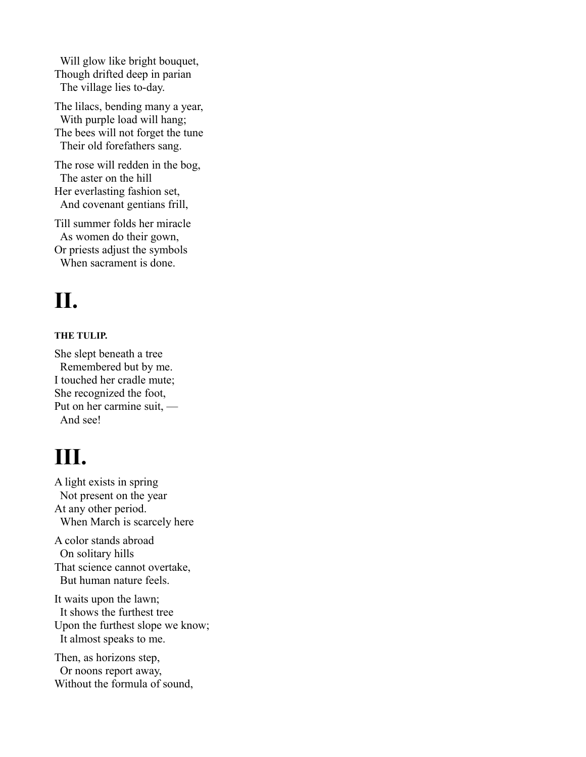Will glow like bright bouquet,  
Though drifted deep in parian  
The village lies to-day.

The lilacs, bending many a year,  
With purple load will hang;  
The bees will not forget the tune  
Their old forefathers sang.

The rose will redden in the bog,  
The aster on the hill  
Her everlasting fashion set,  
And covenant gentians frill,

Till summer folds her miracle  
As women do their gown,  
Or priests adjust the symbols  
When sacrament is done.

# II.

##### THE TULIP.

She slept beneath a tree  
Remembered but by me.  
I touched her cradle mute;  
She recognized the foot,  
Put on her carmine suit, —  
And see!

# III.

A light exists in spring  
Not present on the year  
At any other period.  
When March is scarcely here

A color stands abroad  
On solitary hills  
That science cannot overtake,  
But human nature feels.

It waits upon the lawn;  
It shows the furthest tree  
Upon the furthest slope we know;  
It almost speaks to me.

Then, as horizons step,  
Or noons report away,  
Without the formula of sound,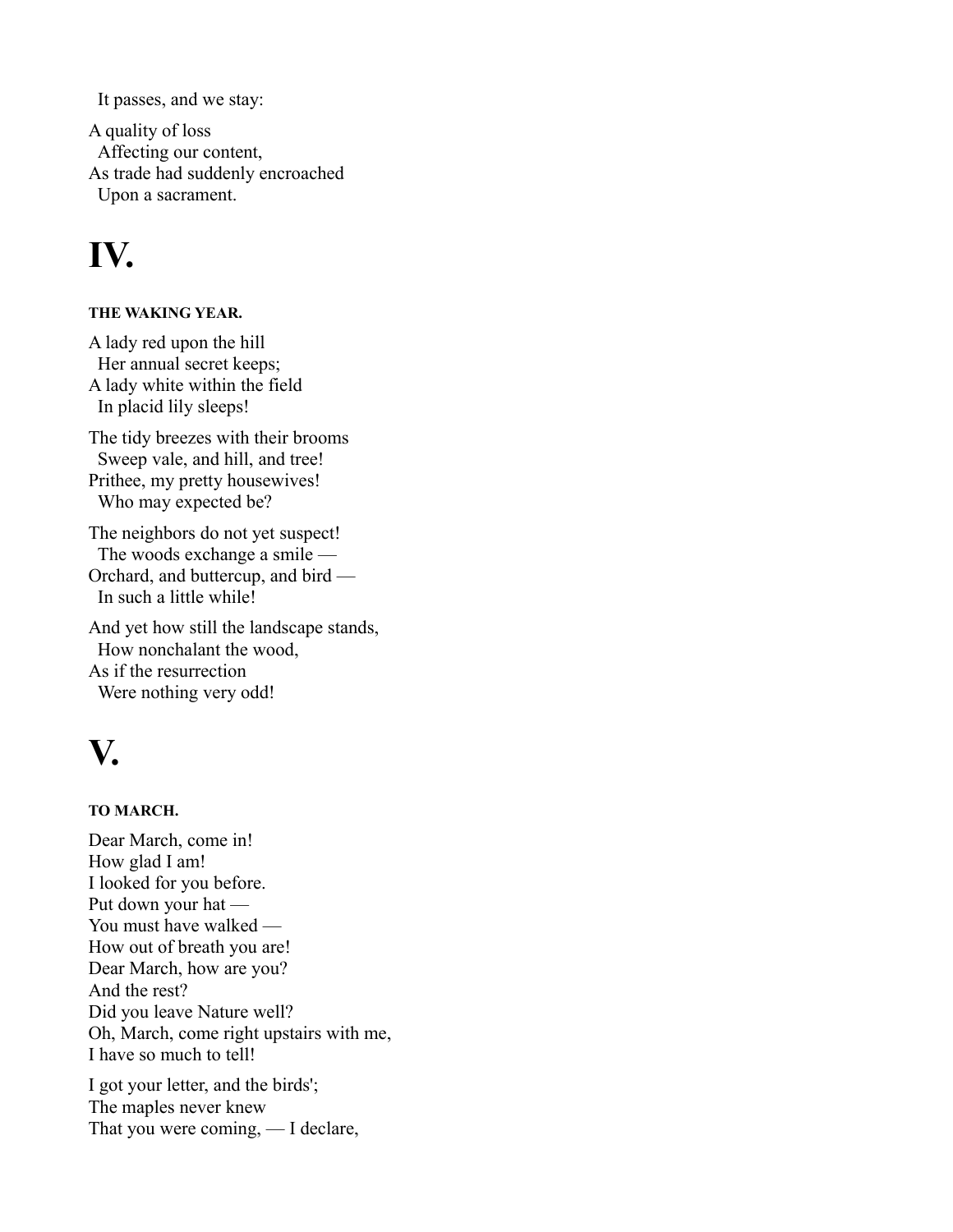It passes, and we stay:

A quality of loss
Affecting our content,
As trade had suddenly encroached
Upon a sacrament.

# IV.

#### THE WAKING YEAR.

A lady red upon the hill
Her annual secret keeps;
A lady white within the field
In placid lily sleeps!

The tidy breezes with their brooms
Sweep vale, and hill, and tree!
Prithee, my pretty housewives!
Who may expected be?

The neighbors do not yet suspect!
The woods exchange a smile —
Orchard, and buttercup, and bird —
In such a little while!

And yet how still the landscape stands,
How nonchalant the wood,
As if the resurrection
Were nothing very odd!

# V.

#### TO MARCH.

Dear March, come in!
How glad I am!
I looked for you before.
Put down your hat —
You must have walked —
How out of breath you are!
Dear March, how are you?
And the rest?
Did you leave Nature well?
Oh, March, come right upstairs with me,
I have so much to tell!

I got your letter, and the birds';
The maples never knew
That you were coming, — I declare,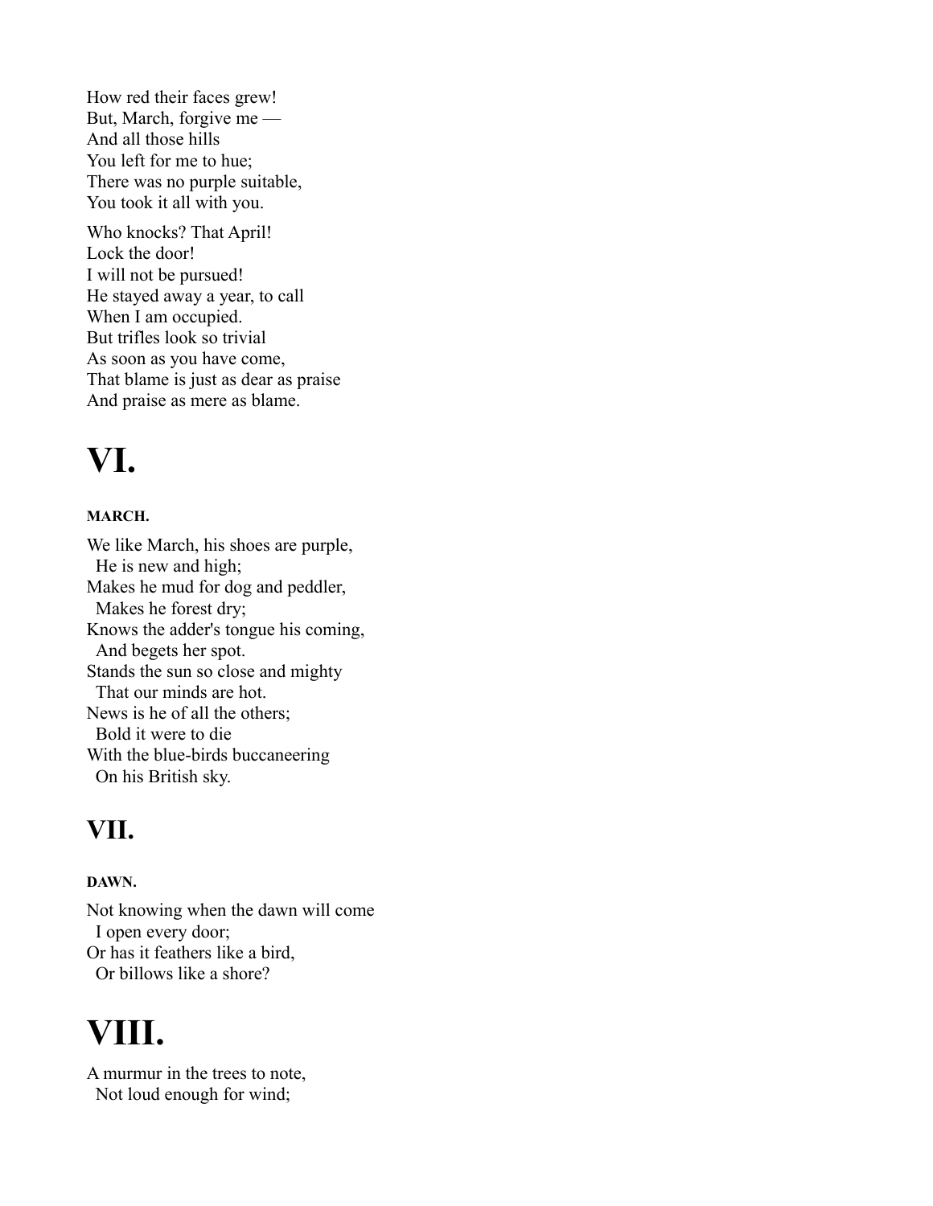How red their faces grew!
But, March, forgive me —
And all those hills
You left for me to hue;
There was no purple suitable,
You took it all with you.

Who knocks? That April!
Lock the door!
I will not be pursued!
He stayed away a year, to call
When I am occupied.
But trifles look so trivial
As soon as you have come,
That blame is just as dear as praise
And praise as mere as blame.

# VI.

#### MARCH.

We like March, his shoes are purple,
  He is new and high;
Makes he mud for dog and peddler,
  Makes he forest dry;
Knows the adder's tongue his coming,
  And begets her spot.
Stands the sun so close and mighty
  That our minds are hot.
News is he of all the others;
  Bold it were to die
With the blue-birds buccaneering
  On his British sky.

## VII.

#### DAWN.

Not knowing when the dawn will come
  I open every door;
Or has it feathers like a bird,
  Or billows like a shore?

# VIII.

A murmur in the trees to note,
  Not loud enough for wind;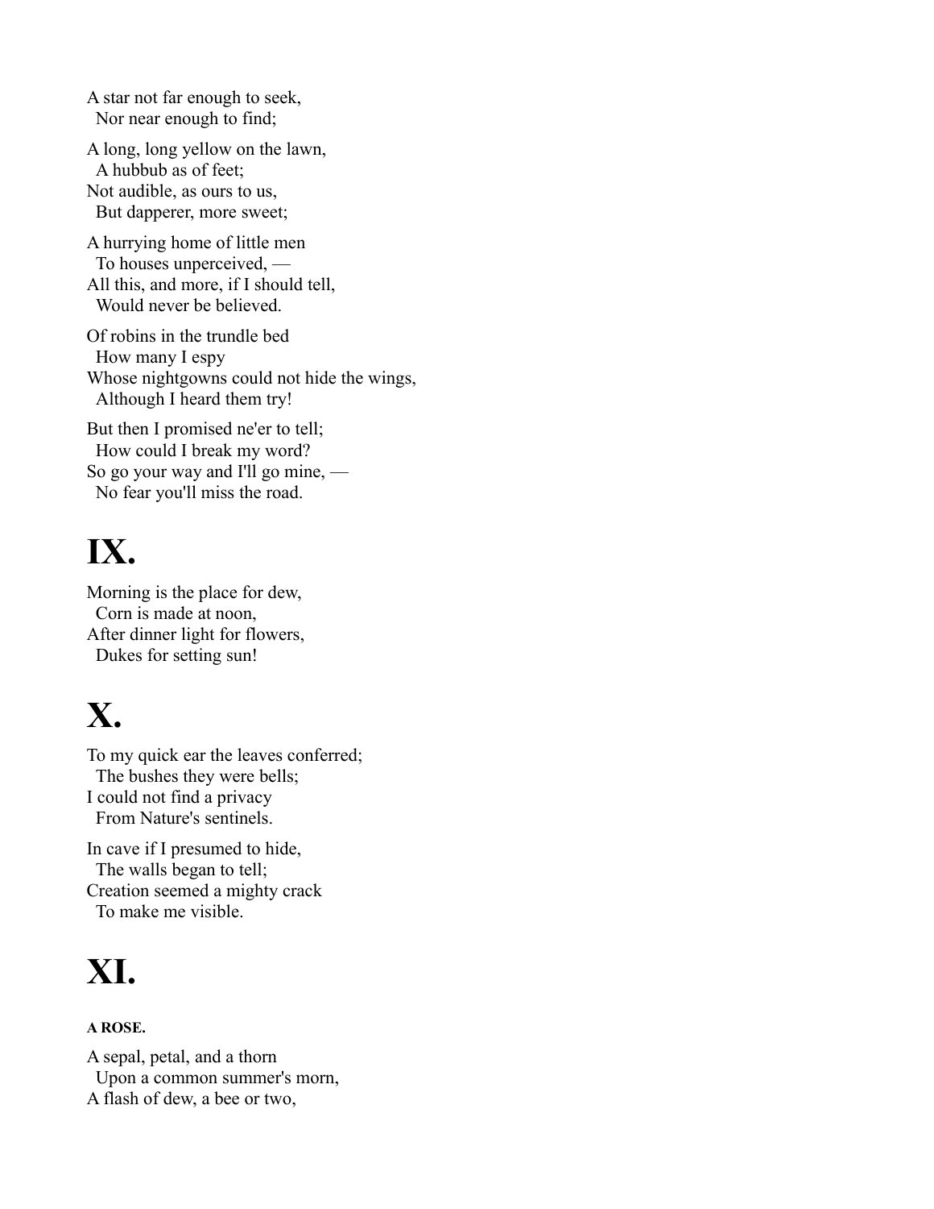A star not far enough to seek,
  Nor near enough to find;

A long, long yellow on the lawn,
  A hubbub as of feet;
Not audible, as ours to us,
  But dapperer, more sweet;

A hurrying home of little men
  To houses unperceived, —
All this, and more, if I should tell,
  Would never be believed.

Of robins in the trundle bed
  How many I espy
Whose nightgowns could not hide the wings,
  Although I heard them try!

But then I promised ne'er to tell;
  How could I break my word?
So go your way and I'll go mine, —
  No fear you'll miss the road.

# IX.

Morning is the place for dew,
  Corn is made at noon,
After dinner light for flowers,
  Dukes for setting sun!

# X.

To my quick ear the leaves conferred;
  The bushes they were bells;
I could not find a privacy
  From Nature's sentinels.

In cave if I presumed to hide,
  The walls began to tell;
Creation seemed a mighty crack
  To make me visible.

# XI.

##### A ROSE.

A sepal, petal, and a thorn
  Upon a common summer's morn,
A flash of dew, a bee or two,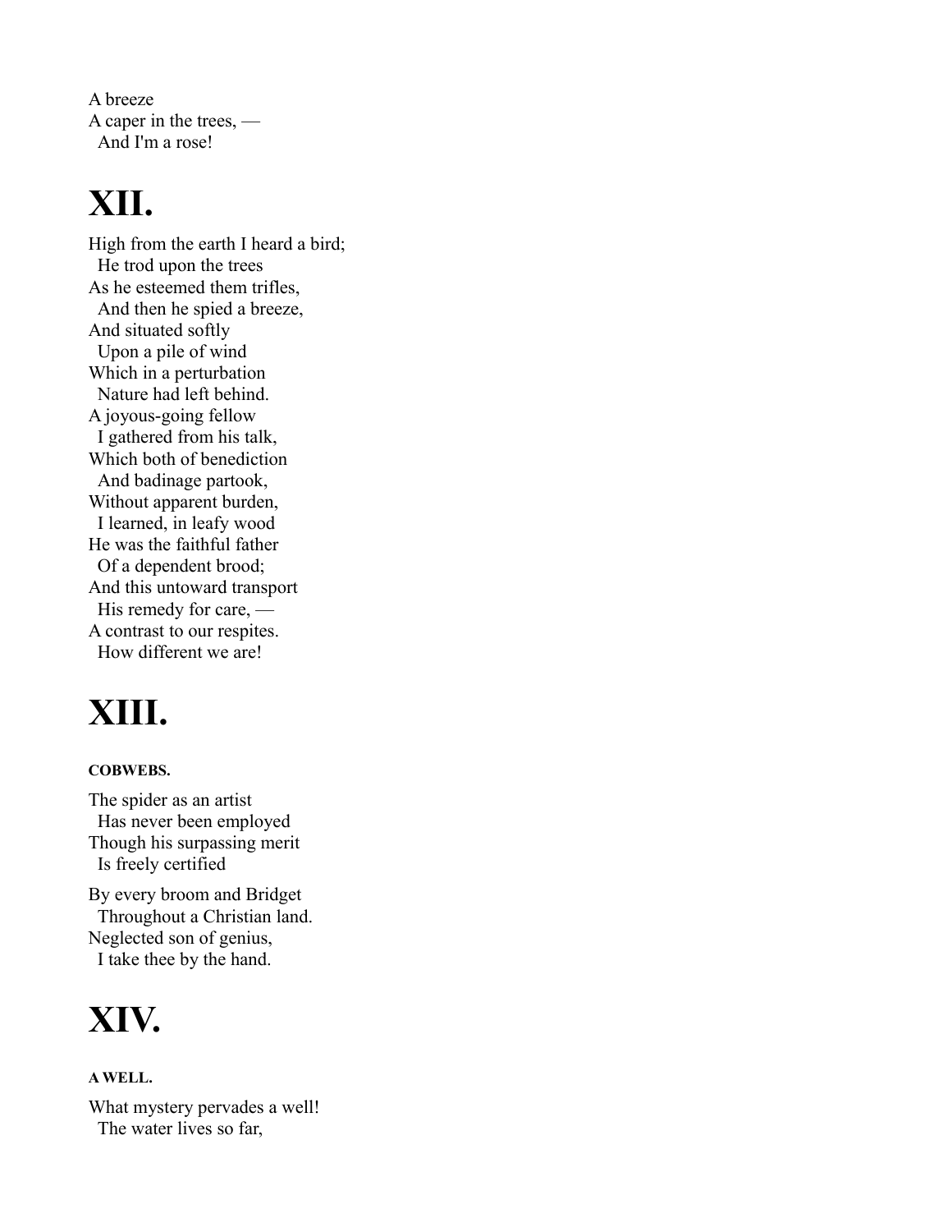A breeze
A caper in the trees, —
  And I'm a rose!

# XII.

High from the earth I heard a bird;
  He trod upon the trees
As he esteemed them trifles,
  And then he spied a breeze,
And situated softly
  Upon a pile of wind
Which in a perturbation
  Nature had left behind.
A joyous-going fellow
  I gathered from his talk,
Which both of benediction
  And badinage partook,
Without apparent burden,
  I learned, in leafy wood
He was the faithful father
  Of a dependent brood;
And this untoward transport
  His remedy for care, —
A contrast to our respites.
  How different we are!

# XIII.

#### COBWEBS.

The spider as an artist
  Has never been employed
Though his surpassing merit
  Is freely certified

By every broom and Bridget
  Throughout a Christian land.
Neglected son of genius,
  I take thee by the hand.

# XIV.

#### A WELL.

What mystery pervades a well!
  The water lives so far,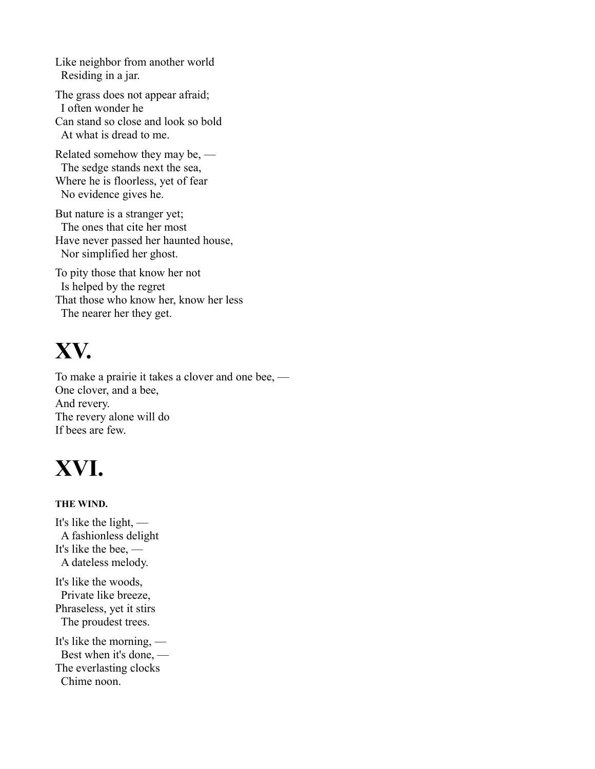Like neighbor from another world
  Residing in a jar.

The grass does not appear afraid;
  I often wonder he
Can stand so close and look so bold
  At what is dread to me.

Related somehow they may be, —
  The sedge stands next the sea,
Where he is floorless, yet of fear
  No evidence gives he.

But nature is a stranger yet;
  The ones that cite her most
Have never passed her haunted house,
  Nor simplified her ghost.

To pity those that know her not
  Is helped by the regret
That those who know her, know her less
  The nearer her they get.

# XV.

To make a prairie it takes a clover and one bee, —
One clover, and a bee,
And revery.
The revery alone will do
If bees are few.

# XVI.

##### THE WIND.

It's like the light, —
  A fashionless delight
It's like the bee, —
  A dateless melody.

It's like the woods,
  Private like breeze,
Phraseless, yet it stirs
  The proudest trees.

It's like the morning, —
  Best when it's done, —
The everlasting clocks
  Chime noon.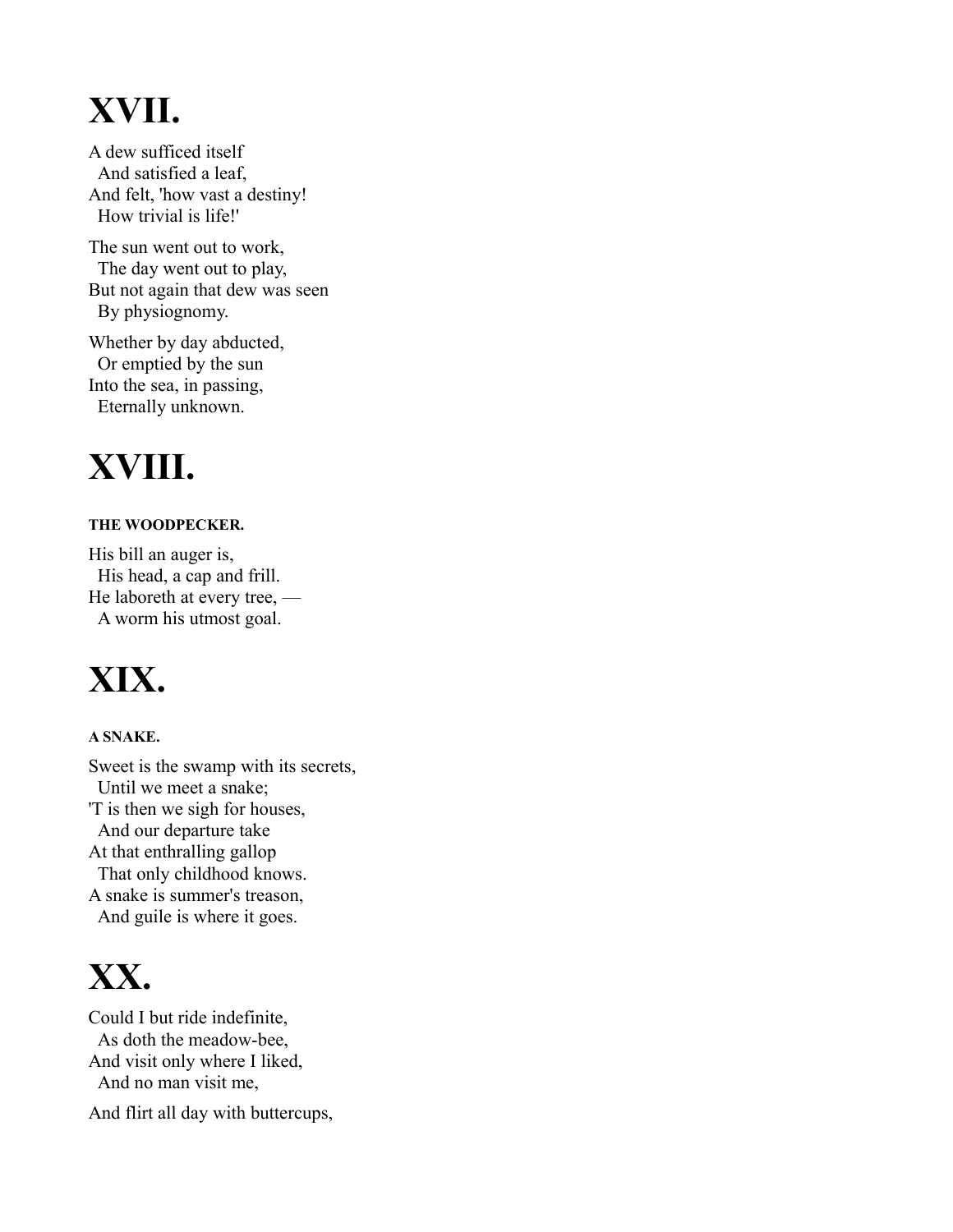# XVII.

A dew sufficed itself  
  And satisfied a leaf,  
And felt, 'how vast a destiny!  
  How trivial is life!'

The sun went out to work,  
  The day went out to play,  
But not again that dew was seen  
  By physiognomy.

Whether by day abducted,  
  Or emptied by the sun  
Into the sea, in passing,  
  Eternally unknown.

# XVIII.

##### THE WOODPECKER.

His bill an auger is,  
  His head, a cap and frill.  
He laboreth at every tree, —  
  A worm his utmost goal.

# XIX.

##### A SNAKE.

Sweet is the swamp with its secrets,  
  Until we meet a snake;  
'T is then we sigh for houses,  
  And our departure take  
At that enthralling gallop  
  That only childhood knows.  
A snake is summer's treason,  
  And guile is where it goes.

# XX.

Could I but ride indefinite,  
  As doth the meadow-bee,  
And visit only where I liked,  
  And no man visit me,

And flirt all day with buttercups,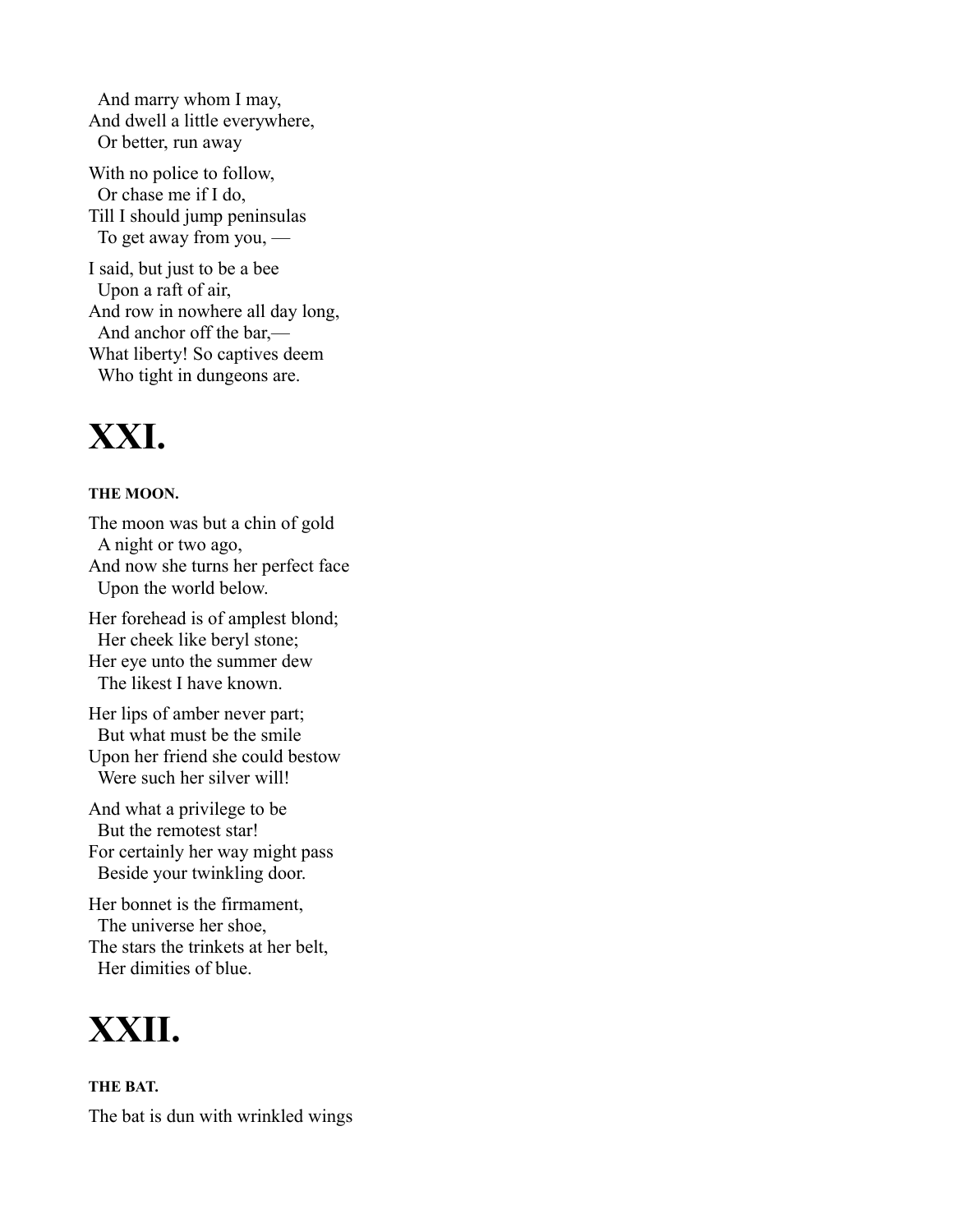And marry whom I may,
And dwell a little everywhere,
Or better, run away

With no police to follow,
Or chase me if I do,
Till I should jump peninsulas
To get away from you, —

I said, but just to be a bee
Upon a raft of air,
And row in nowhere all day long,
And anchor off the bar,—
What liberty! So captives deem
Who tight in dungeons are.

# XXI.

##### THE MOON.

The moon was but a chin of gold
A night or two ago,
And now she turns her perfect face
Upon the world below.

Her forehead is of amplest blond;
Her cheek like beryl stone;
Her eye unto the summer dew
The likest I have known.

Her lips of amber never part;
But what must be the smile
Upon her friend she could bestow
Were such her silver will!

And what a privilege to be
But the remotest star!
For certainly her way might pass
Beside your twinkling door.

Her bonnet is the firmament,
The universe her shoe,
The stars the trinkets at her belt,
Her dimities of blue.

# XXII.

##### THE BAT.

The bat is dun with wrinkled wings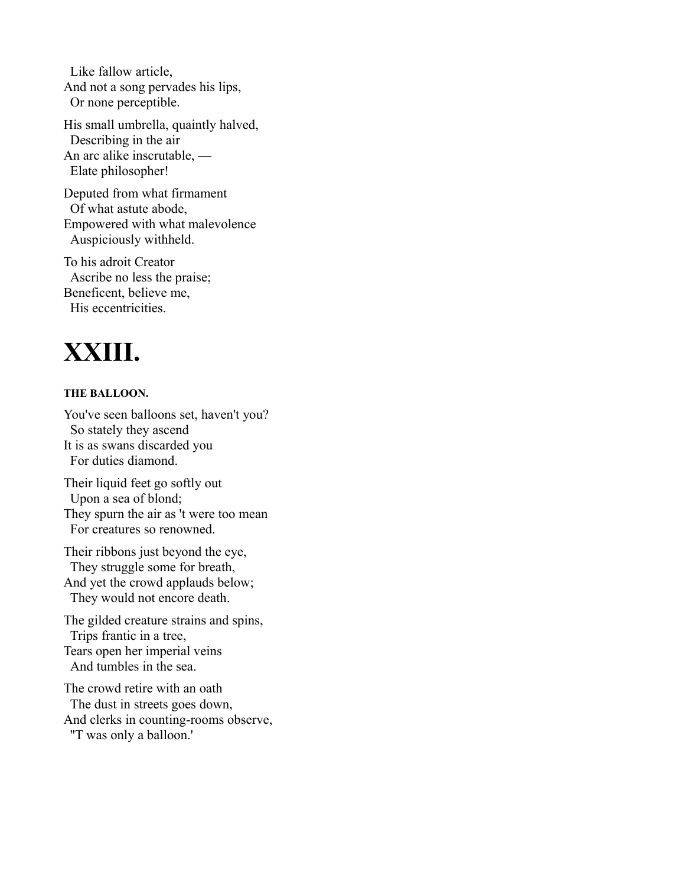Like fallow article,
And not a song pervades his lips,
Or none perceptible.

His small umbrella, quaintly halved,
Describing in the air
An arc alike inscrutable, —
Elate philosopher!

Deputed from what firmament
Of what astute abode,
Empowered with what malevolence
Auspiciously withheld.

To his adroit Creator
Ascribe no less the praise;
Beneficent, believe me,
His eccentricities.

# XXIII.

##### THE BALLOON.

You've seen balloons set, haven't you?
So stately they ascend
It is as swans discarded you
For duties diamond.

Their liquid feet go softly out
Upon a sea of blond;
They spurn the air as 't were too mean
For creatures so renowned.

Their ribbons just beyond the eye,
They struggle some for breath,
And yet the crowd applauds below;
They would not encore death.

The gilded creature strains and spins,
Trips frantic in a tree,
Tears open her imperial veins
And tumbles in the sea.

The crowd retire with an oath
The dust in streets goes down,
And clerks in counting-rooms observe,
"'T was only a balloon.'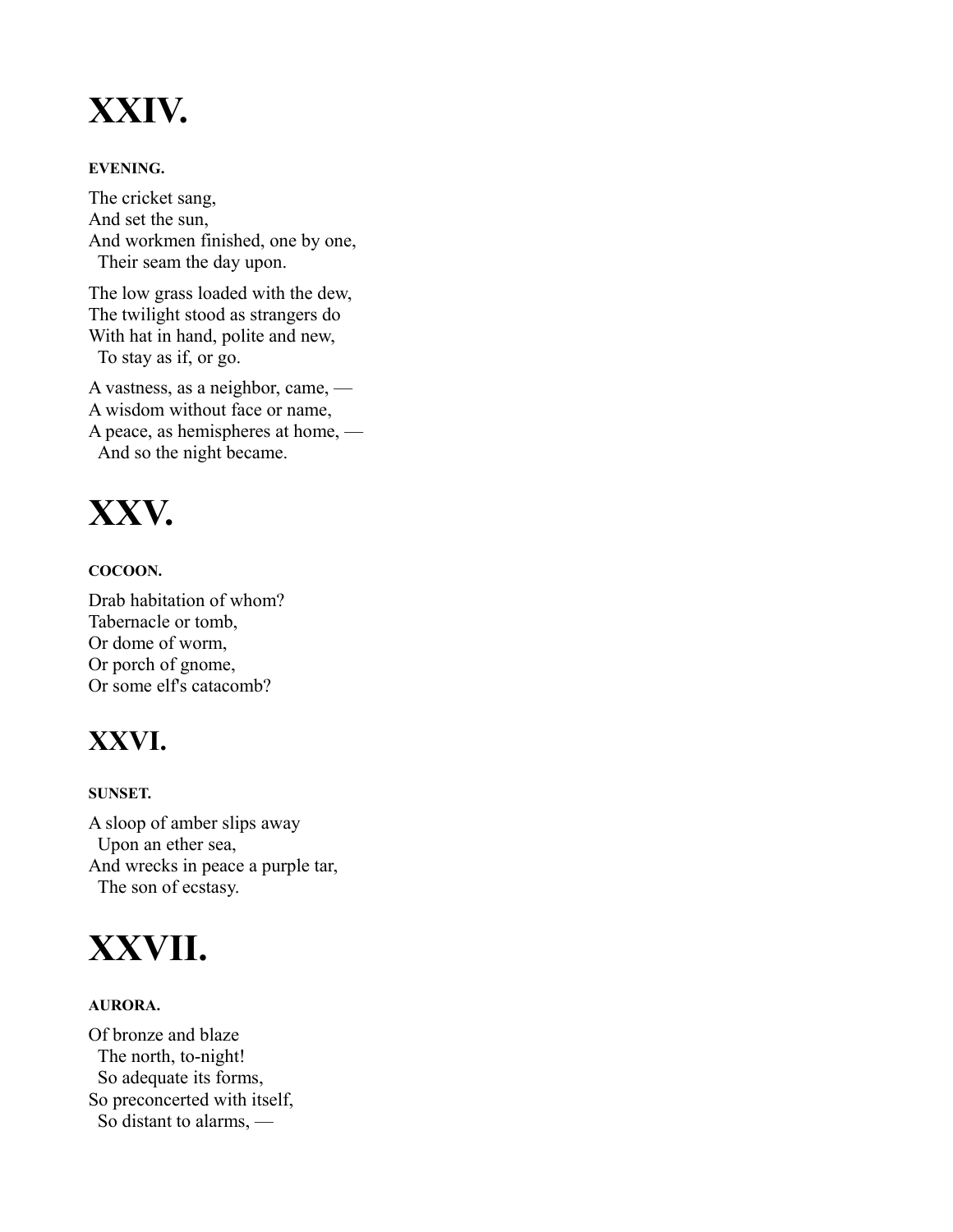# XXIV.

##### EVENING.

The cricket sang,  
And set the sun,  
And workmen finished, one by one,  
  Their seam the day upon.

The low grass loaded with the dew,  
The twilight stood as strangers do  
With hat in hand, polite and new,  
  To stay as if, or go.

A vastness, as a neighbor, came, —  
A wisdom without face or name,  
A peace, as hemispheres at home, —  
  And so the night became.

# XXV.

##### COCOON.

Drab habitation of whom?  
Tabernacle or tomb,  
Or dome of worm,  
Or porch of gnome,  
Or some elf's catacomb?

## XXVI.

##### SUNSET.

A sloop of amber slips away  
  Upon an ether sea,  
And wrecks in peace a purple tar,  
  The son of ecstasy.

# XXVII.

##### AURORA.

Of bronze and blaze  
  The north, to-night!  
  So adequate its forms,  
So preconcerted with itself,  
  So distant to alarms, —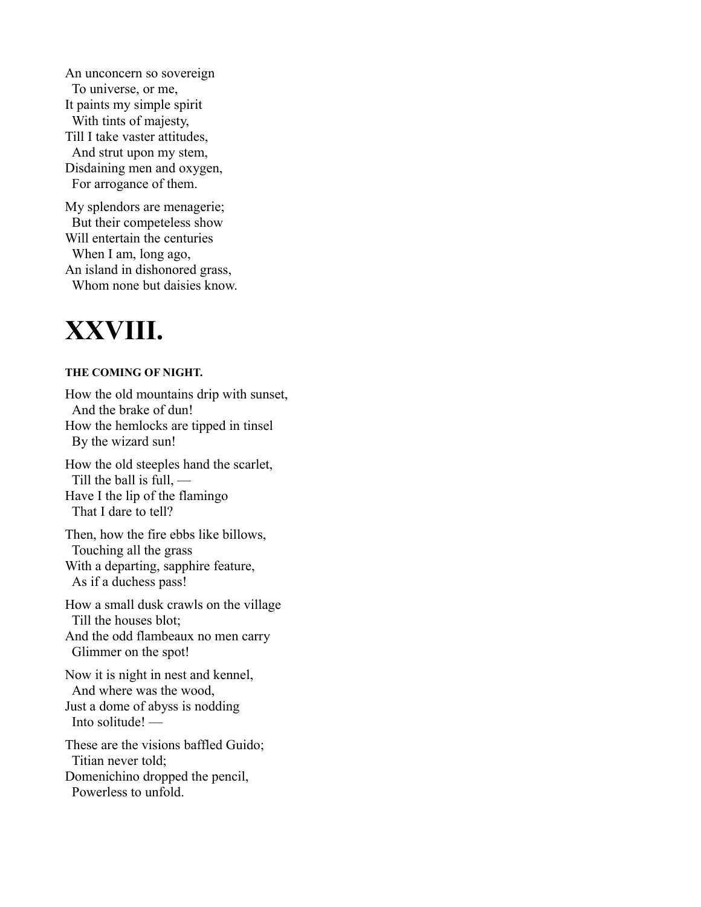An unconcern so sovereign  
  To universe, or me,  
It paints my simple spirit  
  With tints of majesty,  
Till I take vaster attitudes,  
  And strut upon my stem,  
Disdaining men and oxygen,  
  For arrogance of them.

My splendors are menagerie;  
  But their competeless show  
Will entertain the centuries  
  When I am, long ago,  
An island in dishonored grass,  
  Whom none but daisies know.

# XXVIII.

#### THE COMING OF NIGHT.

How the old mountains drip with sunset,  
  And the brake of dun!  
How the hemlocks are tipped in tinsel  
  By the wizard sun!

How the old steeples hand the scarlet,  
  Till the ball is full, —  
Have I the lip of the flamingo  
  That I dare to tell?

Then, how the fire ebbs like billows,  
  Touching all the grass  
With a departing, sapphire feature,  
  As if a duchess pass!

How a small dusk crawls on the village  
  Till the houses blot;  
And the odd flambeaux no men carry  
  Glimmer on the spot!

Now it is night in nest and kennel,  
  And where was the wood,  
Just a dome of abyss is nodding  
  Into solitude! —

These are the visions baffled Guido;  
  Titian never told;  
Domenichino dropped the pencil,  
  Powerless to unfold.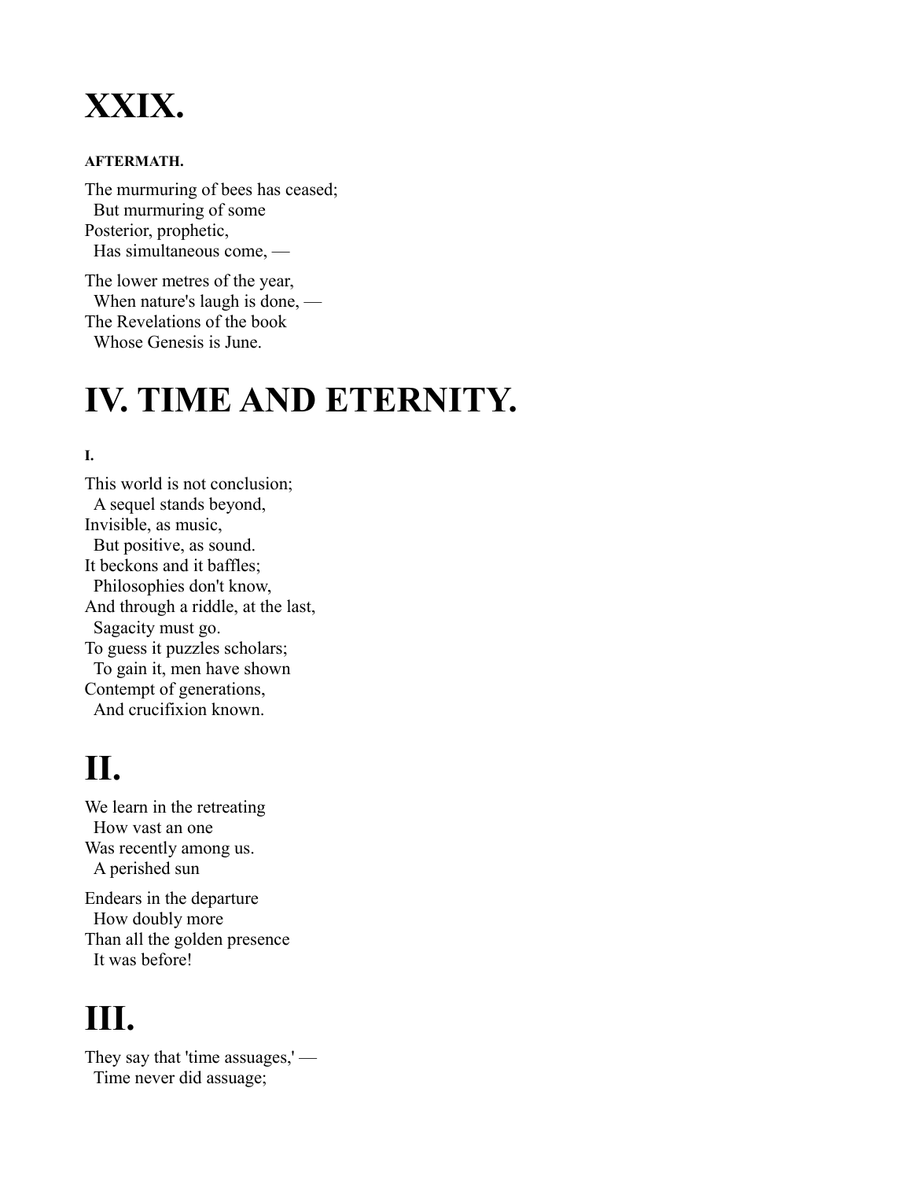# XXIX.

##### AFTERMATH.

The murmuring of bees has ceased;  
  But murmuring of some  
Posterior, prophetic,  
  Has simultaneous come, —

The lower metres of the year,  
  When nature's laugh is done, —  
The Revelations of the book  
  Whose Genesis is June.

# IV. TIME AND ETERNITY.

##### I.

This world is not conclusion;  
  A sequel stands beyond,  
Invisible, as music,  
  But positive, as sound.  
It beckons and it baffles;  
  Philosophies don't know,  
And through a riddle, at the last,  
  Sagacity must go.  
To guess it puzzles scholars;  
  To gain it, men have shown  
Contempt of generations,  
  And crucifixion known.

# II.

We learn in the retreating  
  How vast an one  
Was recently among us.  
  A perished sun

Endears in the departure  
  How doubly more  
Than all the golden presence  
  It was before!

# III.

They say that 'time assuages,' —  
  Time never did assuage;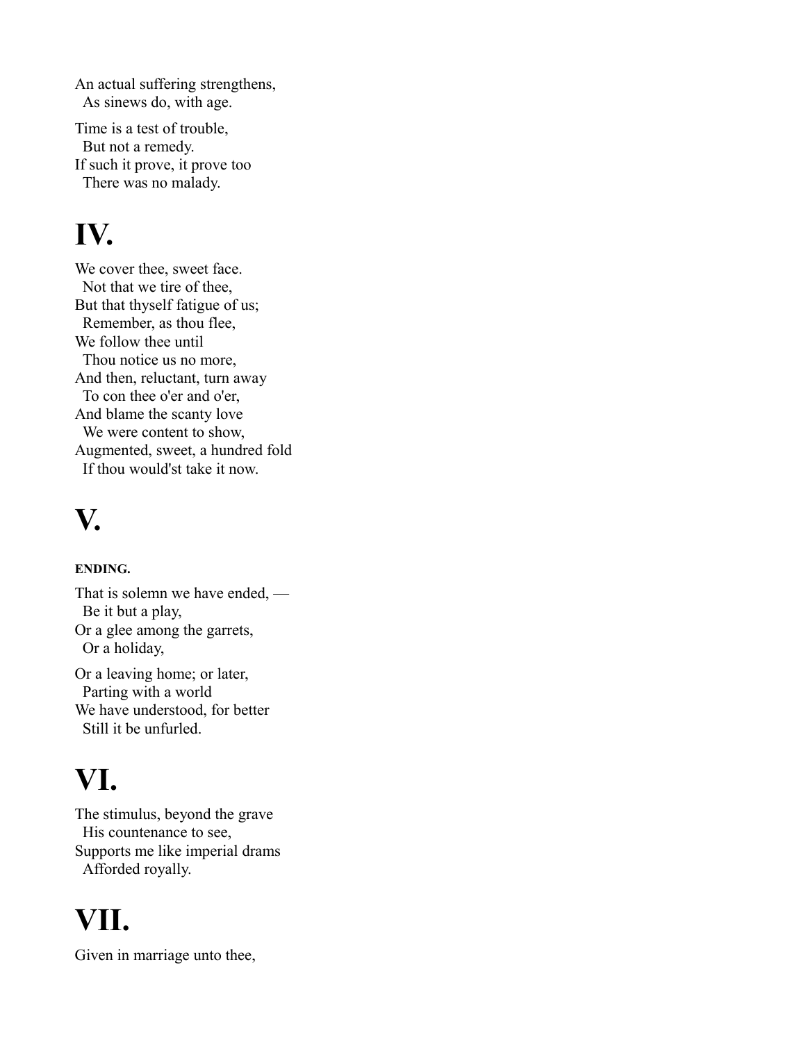An actual suffering strengthens,  
  As sinews do, with age.

Time is a test of trouble,  
  But not a remedy.  
If such it prove, it prove too  
  There was no malady.

# IV.

We cover thee, sweet face.  
  Not that we tire of thee,  
But that thyself fatigue of us;  
  Remember, as thou flee,  
We follow thee until  
  Thou notice us no more,  
And then, reluctant, turn away  
  To con thee o'er and o'er,  
And blame the scanty love  
  We were content to show,  
Augmented, sweet, a hundred fold  
  If thou would'st take it now.

# V.

##### ENDING.

That is solemn we have ended, —  
  Be it but a play,  
Or a glee among the garrets,  
  Or a holiday,

Or a leaving home; or later,  
  Parting with a world  
We have understood, for better  
  Still it be unfurled.

# VI.

The stimulus, beyond the grave  
  His countenance to see,  
Supports me like imperial drams  
  Afforded royally.

# VII.

Given in marriage unto thee,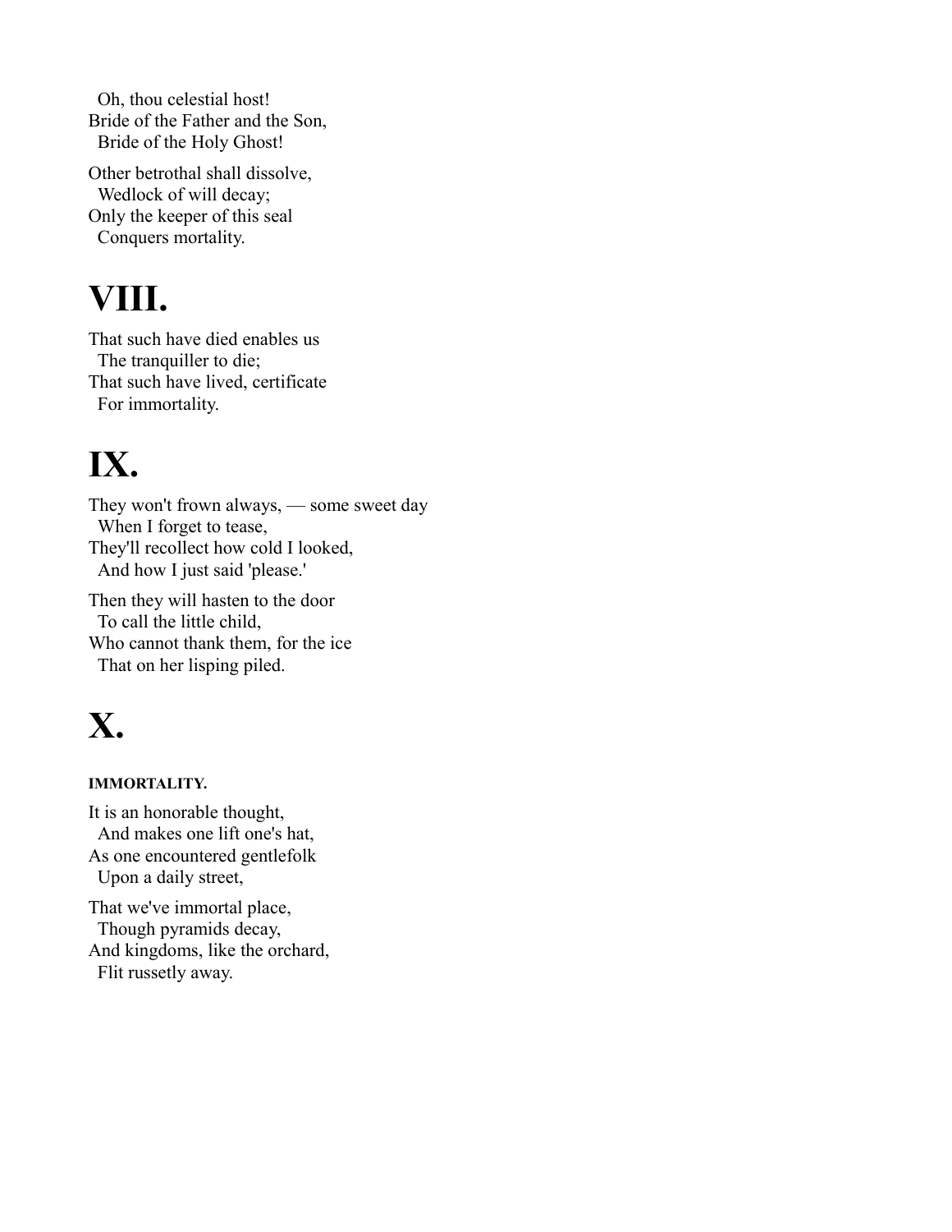Oh, thou celestial host!
Bride of the Father and the Son,
  Bride of the Holy Ghost!

Other betrothal shall dissolve,
  Wedlock of will decay;
Only the keeper of this seal
  Conquers mortality.

# VIII.

That such have died enables us
  The tranquiller to die;
That such have lived, certificate
  For immortality.

# IX.

They won't frown always, — some sweet day
  When I forget to tease,
They'll recollect how cold I looked,
  And how I just said 'please.'

Then they will hasten to the door
  To call the little child,
Who cannot thank them, for the ice
  That on her lisping piled.

# X.

##### IMMORTALITY.

It is an honorable thought,
  And makes one lift one's hat,
As one encountered gentlefolk
  Upon a daily street,

That we've immortal place,
  Though pyramids decay,
And kingdoms, like the orchard,
  Flit russetly away.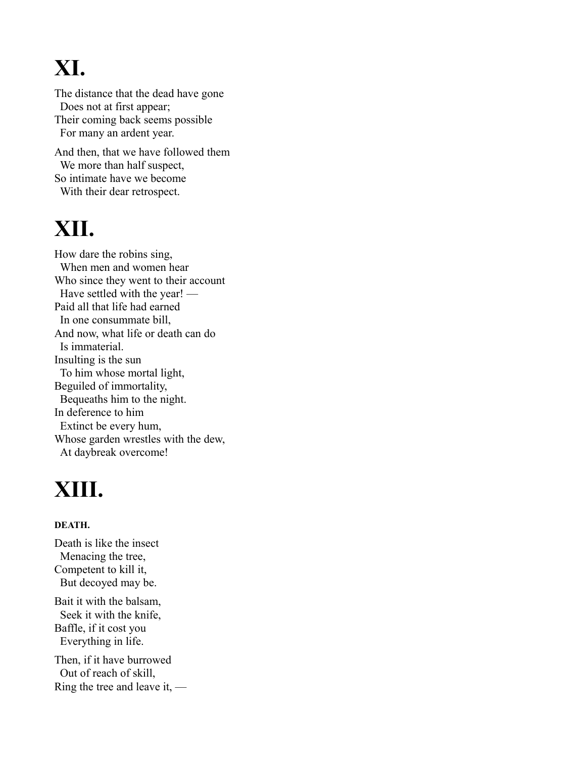# XI.

The distance that the dead have gone
  Does not at first appear;
Their coming back seems possible
  For many an ardent year.

And then, that we have followed them
  We more than half suspect,
So intimate have we become
  With their dear retrospect.

# XII.

How dare the robins sing,
  When men and women hear
Who since they went to their account
  Have settled with the year! —
Paid all that life had earned
  In one consummate bill,
And now, what life or death can do
  Is immaterial.
Insulting is the sun
  To him whose mortal light,
Beguiled of immortality,
  Bequeaths him to the night.
In deference to him
  Extinct be every hum,
Whose garden wrestles with the dew,
  At daybreak overcome!

# XIII.

##### DEATH.

Death is like the insect
  Menacing the tree,
Competent to kill it,
  But decoyed may be.

Bait it with the balsam,
  Seek it with the knife,
Baffle, if it cost you
  Everything in life.

Then, if it have burrowed
  Out of reach of skill,
Ring the tree and leave it, —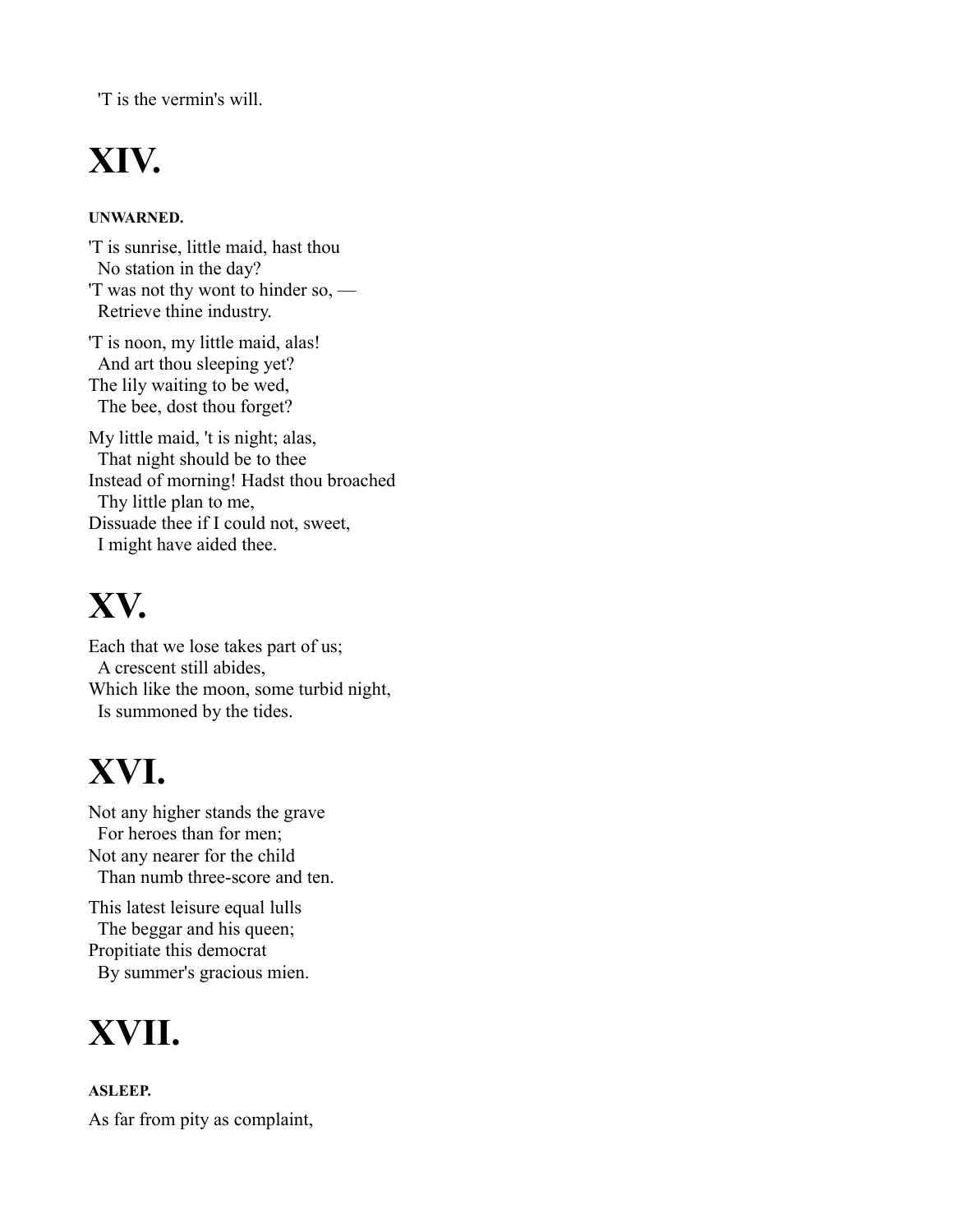'T is the vermin's will.

# XIV.

##### UNWARNED.

'T is sunrise, little maid, hast thou  
  No station in the day?  
'T was not thy wont to hinder so, —  
  Retrieve thine industry.

'T is noon, my little maid, alas!  
  And art thou sleeping yet?  
The lily waiting to be wed,  
  The bee, dost thou forget?

My little maid, 't is night; alas,  
  That night should be to thee  
Instead of morning! Hadst thou broached  
  Thy little plan to me,  
Dissuade thee if I could not, sweet,  
  I might have aided thee.

# XV.

Each that we lose takes part of us;  
  A crescent still abides,  
Which like the moon, some turbid night,  
  Is summoned by the tides.

# XVI.

Not any higher stands the grave  
  For heroes than for men;  
Not any nearer for the child  
  Than numb three-score and ten.

This latest leisure equal lulls  
  The beggar and his queen;  
Propitiate this democrat  
  By summer's gracious mien.

# XVII.

##### ASLEEP.

As far from pity as complaint,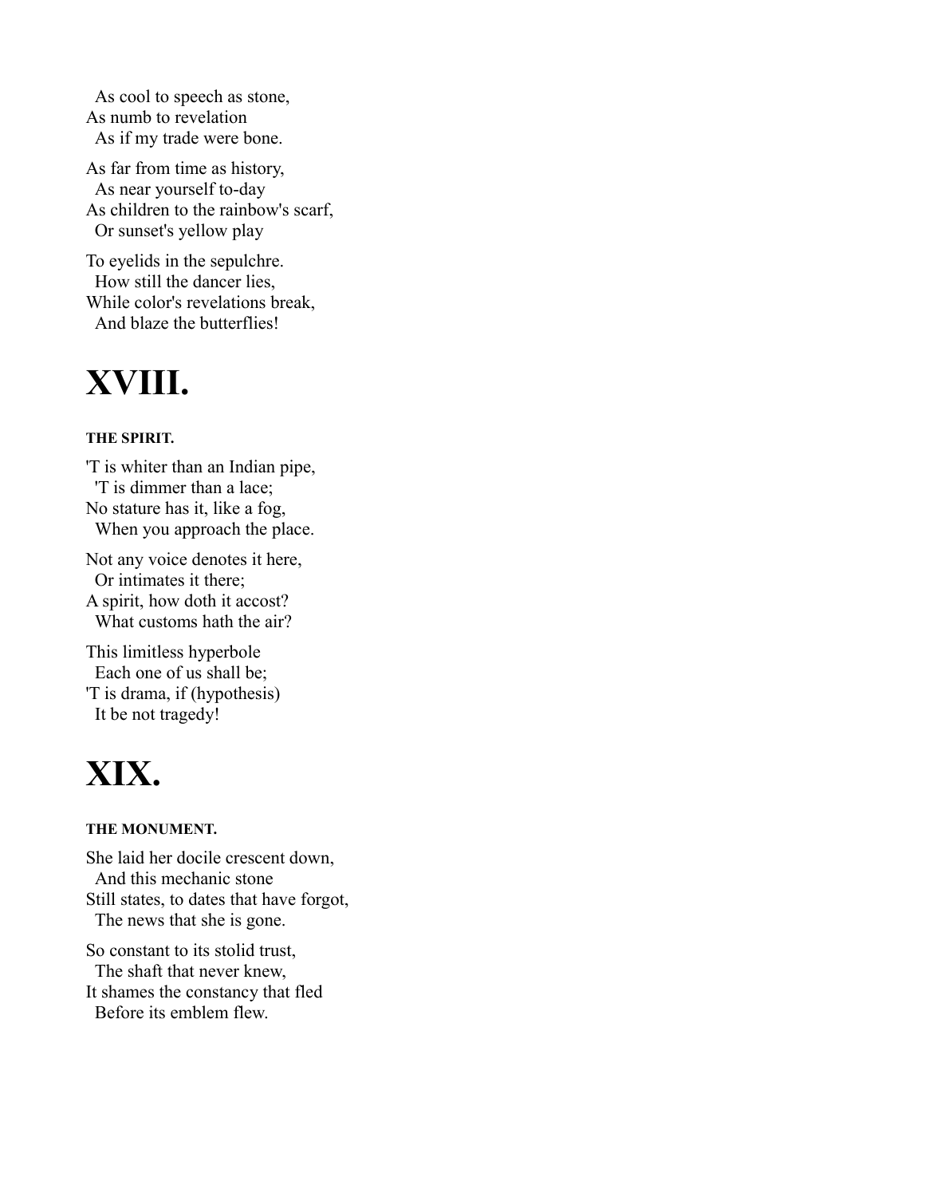As cool to speech as stone,  
As numb to revelation  
As if my trade were bone.

As far from time as history,  
As near yourself to-day  
As children to the rainbow's scarf,  
Or sunset's yellow play

To eyelids in the sepulchre.  
How still the dancer lies,  
While color's revelations break,  
And blaze the butterflies!

# XVIII.

#### THE SPIRIT.

'T is whiter than an Indian pipe,  
'T is dimmer than a lace;  
No stature has it, like a fog,  
When you approach the place.

Not any voice denotes it here,  
Or intimates it there;  
A spirit, how doth it accost?  
What customs hath the air?

This limitless hyperbole  
Each one of us shall be;  
'T is drama, if (hypothesis)  
It be not tragedy!

# XIX.

#### THE MONUMENT.

She laid her docile crescent down,  
And this mechanic stone  
Still states, to dates that have forgot,  
The news that she is gone.

So constant to its stolid trust,  
The shaft that never knew,  
It shames the constancy that fled  
Before its emblem flew.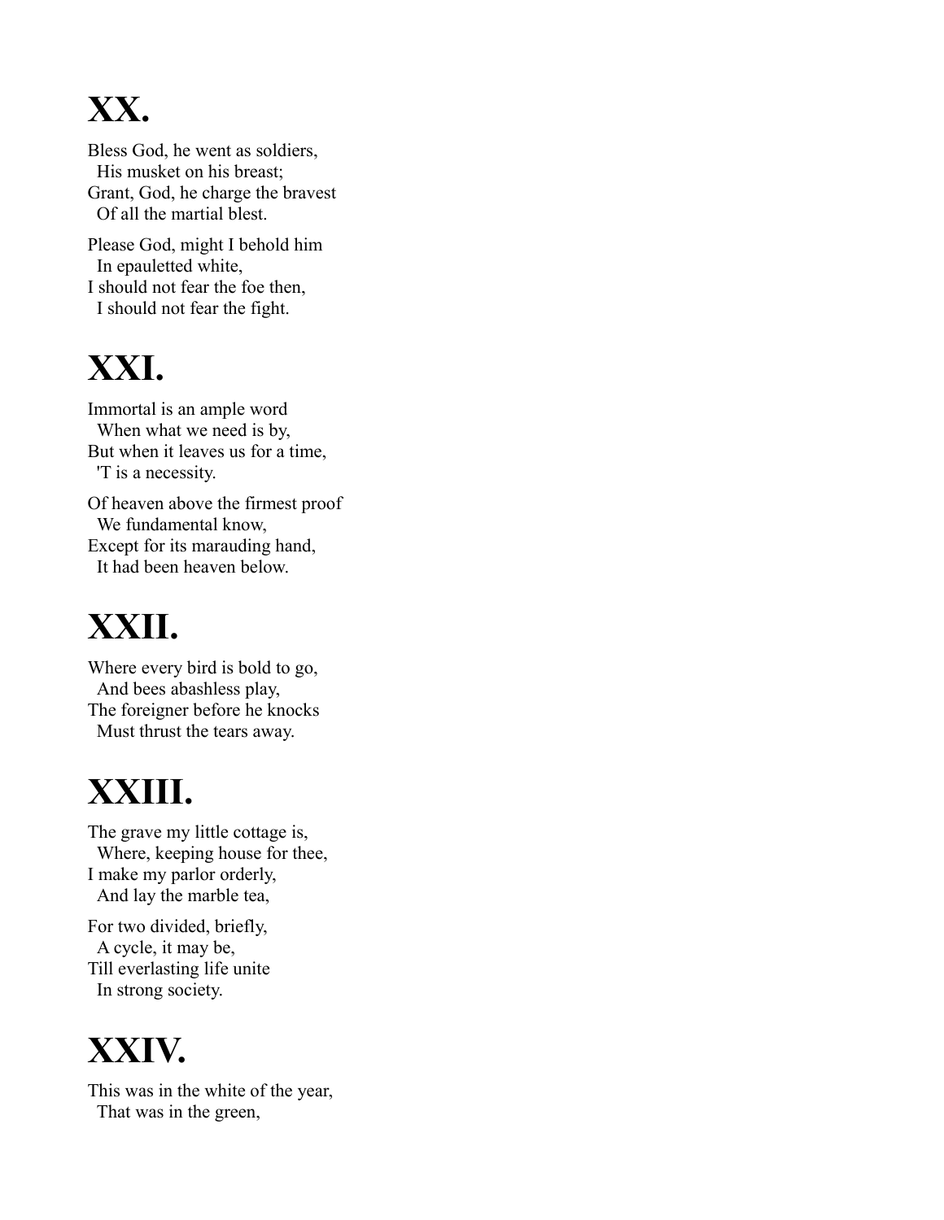# XX.

Bless God, he went as soldiers,
  His musket on his breast;
Grant, God, he charge the bravest
  Of all the martial blest.

Please God, might I behold him
  In epauletted white,
I should not fear the foe then,
  I should not fear the fight.

# XXI.

Immortal is an ample word
  When what we need is by,
But when it leaves us for a time,
  'T is a necessity.

Of heaven above the firmest proof
  We fundamental know,
Except for its marauding hand,
  It had been heaven below.

# XXII.

Where every bird is bold to go,
  And bees abashless play,
The foreigner before he knocks
  Must thrust the tears away.

# XXIII.

The grave my little cottage is,
  Where, keeping house for thee,
I make my parlor orderly,
  And lay the marble tea,

For two divided, briefly,
  A cycle, it may be,
Till everlasting life unite
  In strong society.

# XXIV.

This was in the white of the year,
  That was in the green,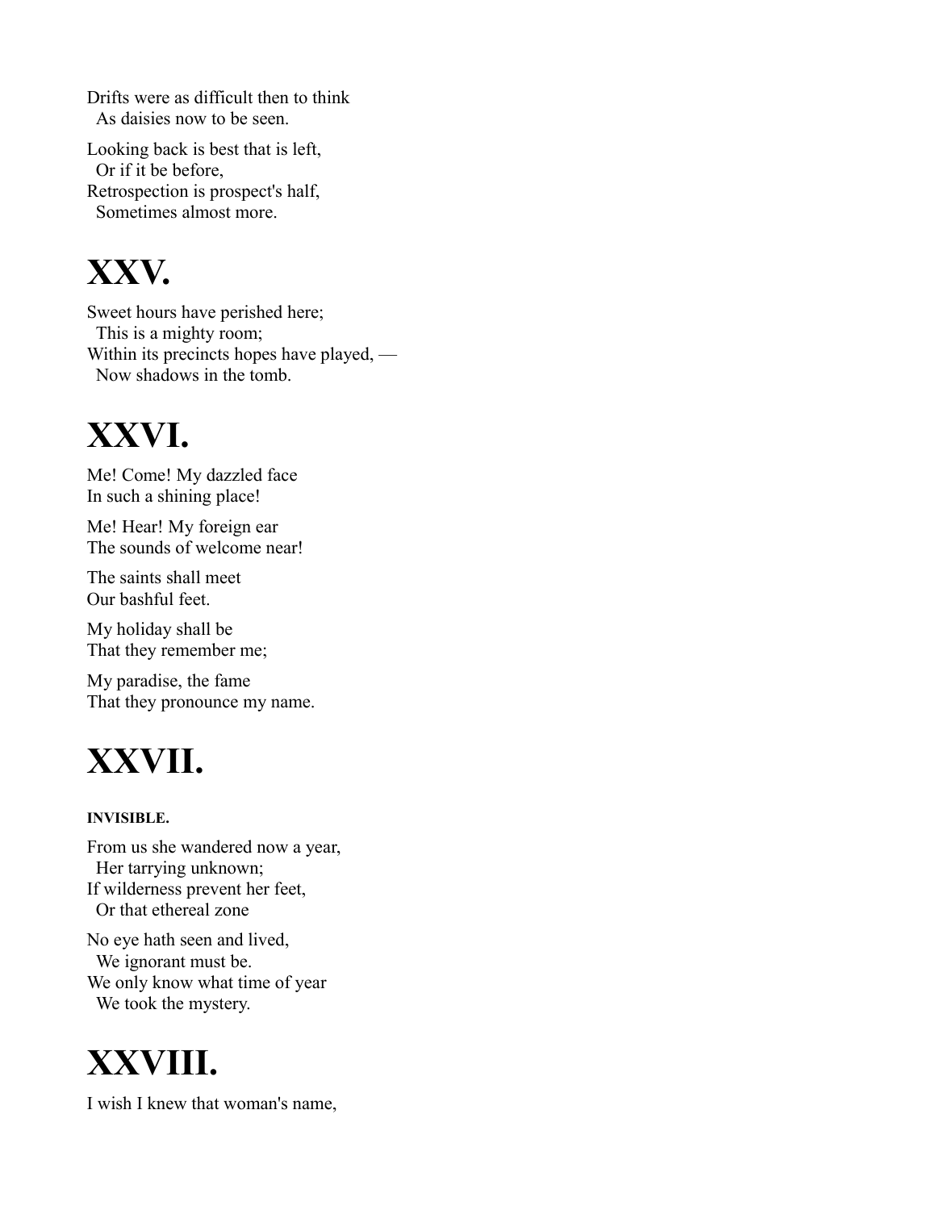Drifts were as difficult then to think
  As daisies now to be seen.

Looking back is best that is left,
  Or if it be before,
Retrospection is prospect's half,
  Sometimes almost more.

# XXV.

Sweet hours have perished here;
  This is a mighty room;
Within its precincts hopes have played, —
  Now shadows in the tomb.

# XXVI.

Me! Come! My dazzled face
In such a shining place!

Me! Hear! My foreign ear
The sounds of welcome near!

The saints shall meet
Our bashful feet.

My holiday shall be
That they remember me;

My paradise, the fame
That they pronounce my name.

# XXVII.

##### INVISIBLE.

From us she wandered now a year,
  Her tarrying unknown;
If wilderness prevent her feet,
  Or that ethereal zone

No eye hath seen and lived,
  We ignorant must be.
We only know what time of year
  We took the mystery.

# XXVIII.

I wish I knew that woman's name,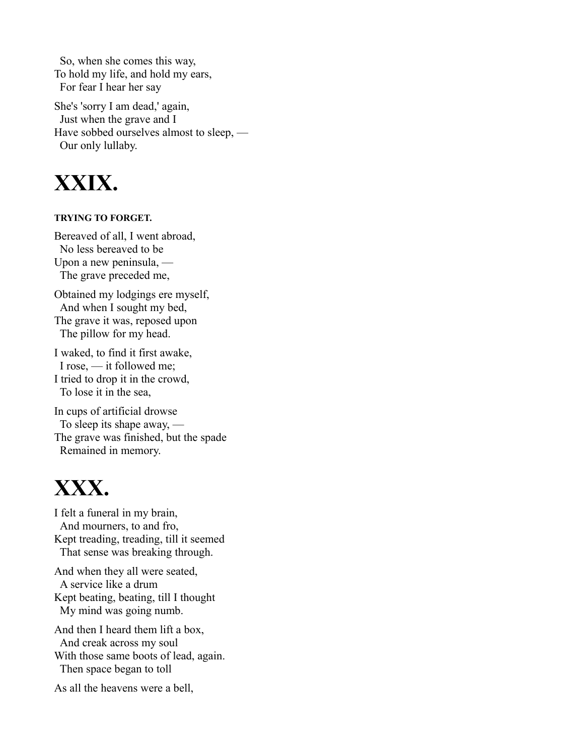So, when she comes this way,  
To hold my life, and hold my ears,  
For fear I hear her say

She's 'sorry I am dead,' again,  
Just when the grave and I  
Have sobbed ourselves almost to sleep, —  
Our only lullaby.

# XXIX.

#### TRYING TO FORGET.

Bereaved of all, I went abroad,  
No less bereaved to be  
Upon a new peninsula, —  
The grave preceded me,

Obtained my lodgings ere myself,  
And when I sought my bed,  
The grave it was, reposed upon  
The pillow for my head.

I waked, to find it first awake,  
I rose, — it followed me;  
I tried to drop it in the crowd,  
To lose it in the sea,

In cups of artificial drowse  
To sleep its shape away, —  
The grave was finished, but the spade  
Remained in memory.

# XXX.

I felt a funeral in my brain,  
And mourners, to and fro,  
Kept treading, treading, till it seemed  
That sense was breaking through.

And when they all were seated,  
A service like a drum  
Kept beating, beating, till I thought  
My mind was going numb.

And then I heard them lift a box,  
And creak across my soul  
With those same boots of lead, again.  
Then space began to toll

As all the heavens were a bell,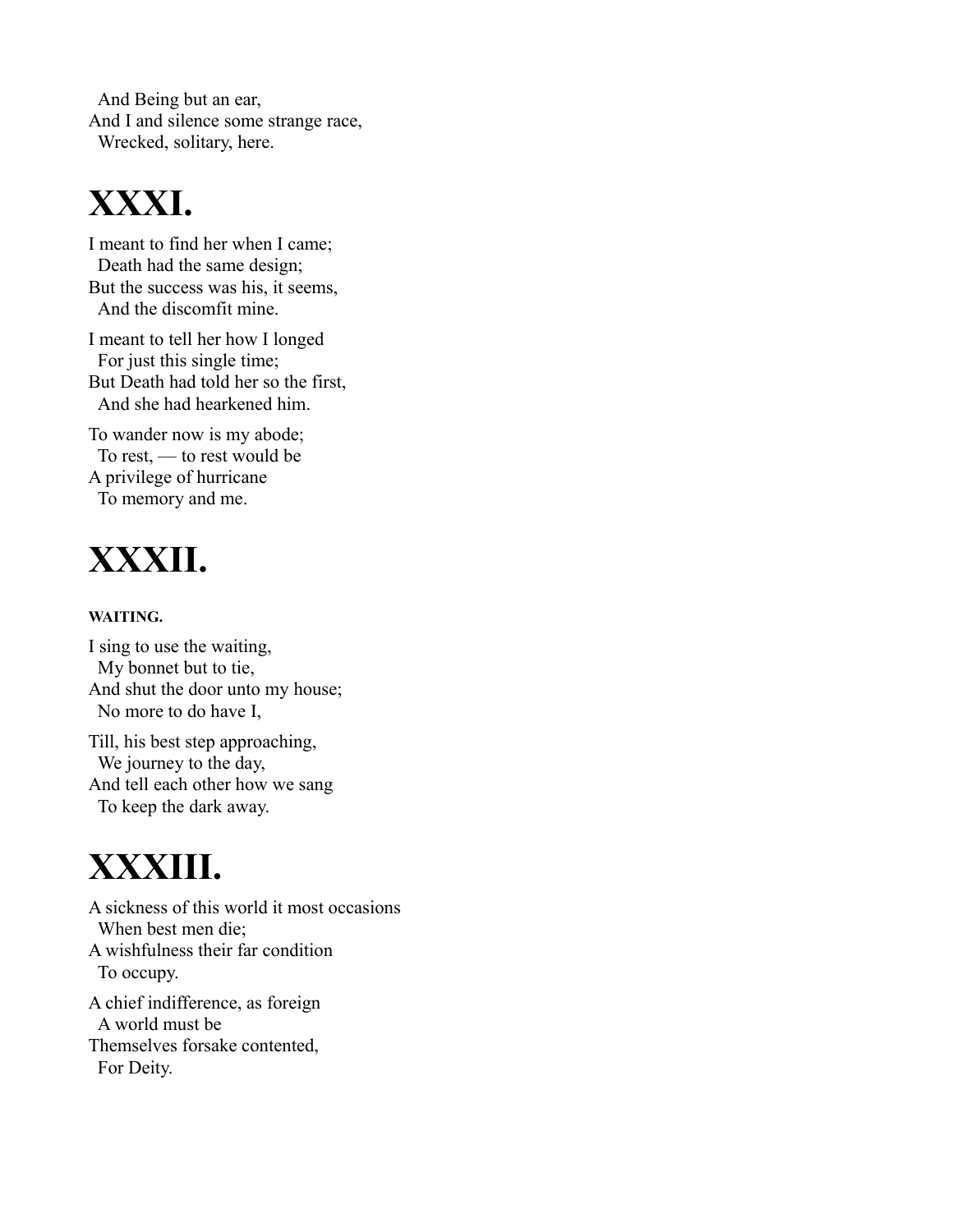And Being but an ear,
And I and silence some strange race,
  Wrecked, solitary, here.

# XXXI.

I meant to find her when I came;
  Death had the same design;
But the success was his, it seems,
  And the discomfit mine.

I meant to tell her how I longed
  For just this single time;
But Death had told her so the first,
  And she had hearkened him.

To wander now is my abode;
  To rest, — to rest would be
A privilege of hurricane
  To memory and me.

# XXXII.

##### WAITING.

I sing to use the waiting,
  My bonnet but to tie,
And shut the door unto my house;
  No more to do have I,

Till, his best step approaching,
  We journey to the day,
And tell each other how we sang
  To keep the dark away.

# XXXIII.

A sickness of this world it most occasions
  When best men die;
A wishfulness their far condition
  To occupy.

A chief indifference, as foreign
  A world must be
Themselves forsake contented,
  For Deity.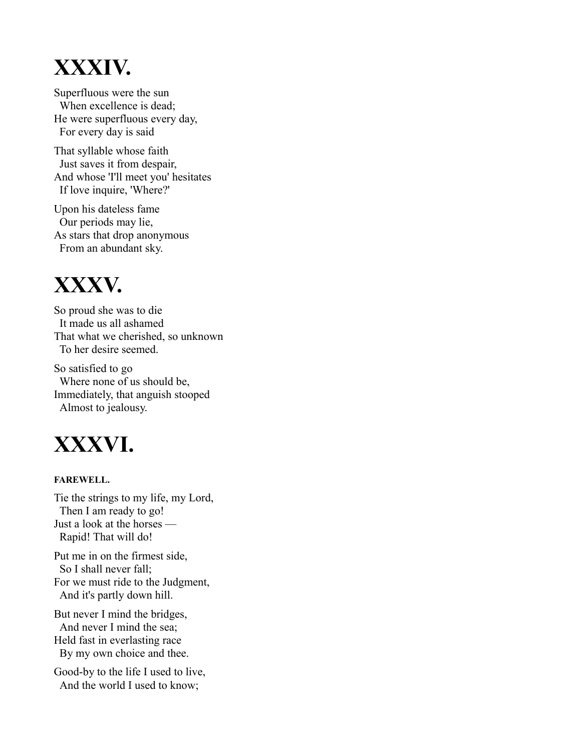# XXXIV.

Superfluous were the sun
  When excellence is dead;
He were superfluous every day,
  For every day is said

That syllable whose faith
  Just saves it from despair,
And whose 'I'll meet you' hesitates
  If love inquire, 'Where?'

Upon his dateless fame
  Our periods may lie,
As stars that drop anonymous
  From an abundant sky.

# XXXV.

So proud she was to die
  It made us all ashamed
That what we cherished, so unknown
  To her desire seemed.

So satisfied to go
  Where none of us should be,
Immediately, that anguish stooped
  Almost to jealousy.

# XXXVI.

##### FAREWELL.

Tie the strings to my life, my Lord,
  Then I am ready to go!
Just a look at the horses —
  Rapid! That will do!

Put me in on the firmest side,
  So I shall never fall;
For we must ride to the Judgment,
  And it's partly down hill.

But never I mind the bridges,
  And never I mind the sea;
Held fast in everlasting race
  By my own choice and thee.

Good-by to the life I used to live,
  And the world I used to know;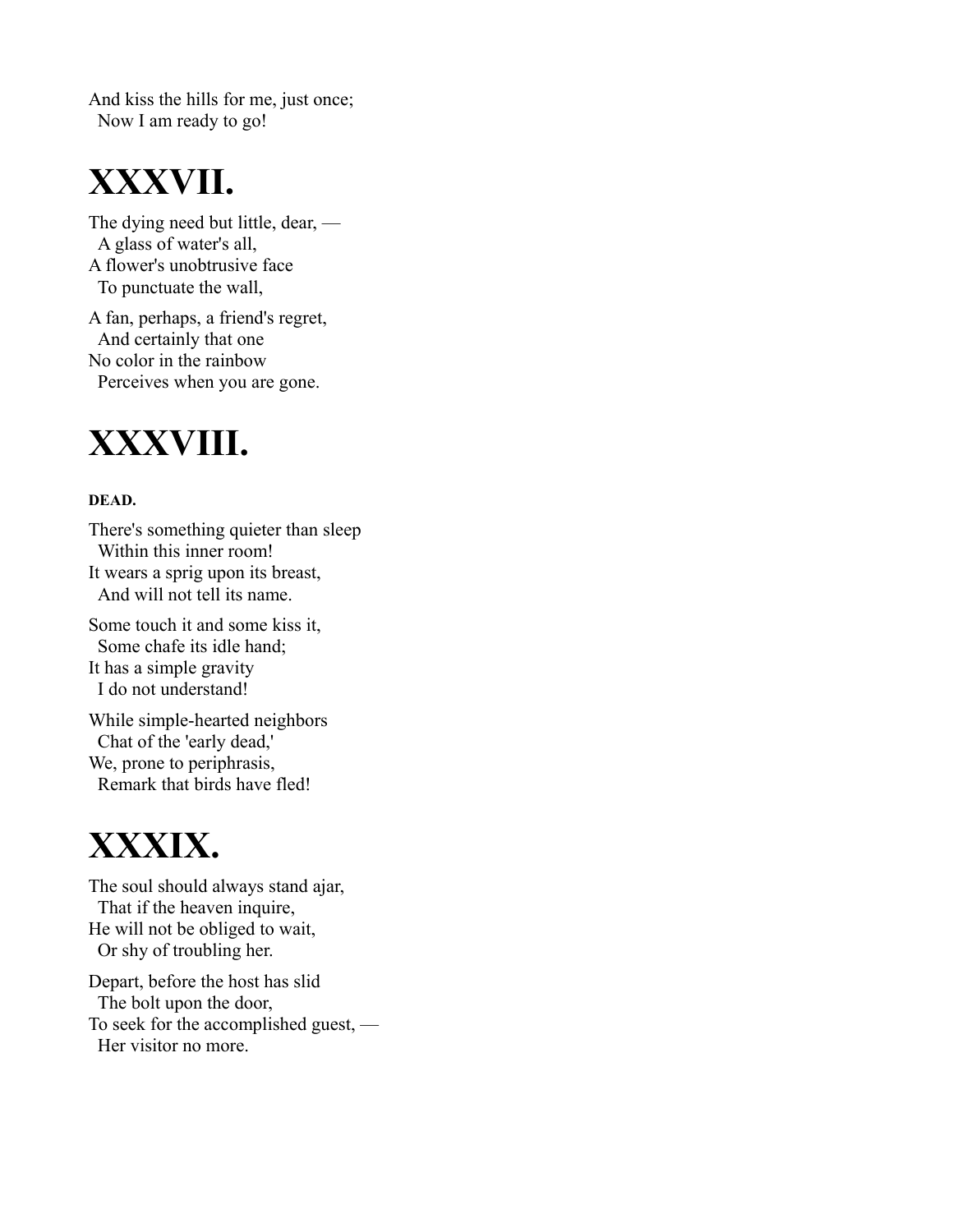And kiss the hills for me, just once;  
  Now I am ready to go!

# XXXVII.

The dying need but little, dear, —  
  A glass of water's all,  
A flower's unobtrusive face  
  To punctuate the wall,

A fan, perhaps, a friend's regret,  
  And certainly that one  
No color in the rainbow  
  Perceives when you are gone.

# XXXVIII.

#### DEAD.

There's something quieter than sleep  
  Within this inner room!  
It wears a sprig upon its breast,  
  And will not tell its name.

Some touch it and some kiss it,  
  Some chafe its idle hand;  
It has a simple gravity  
  I do not understand!

While simple-hearted neighbors  
  Chat of the 'early dead,'  
We, prone to periphrasis,  
  Remark that birds have fled!

# XXXIX.

The soul should always stand ajar,  
  That if the heaven inquire,  
He will not be obliged to wait,  
  Or shy of troubling her.

Depart, before the host has slid  
  The bolt upon the door,  
To seek for the accomplished guest, —  
  Her visitor no more.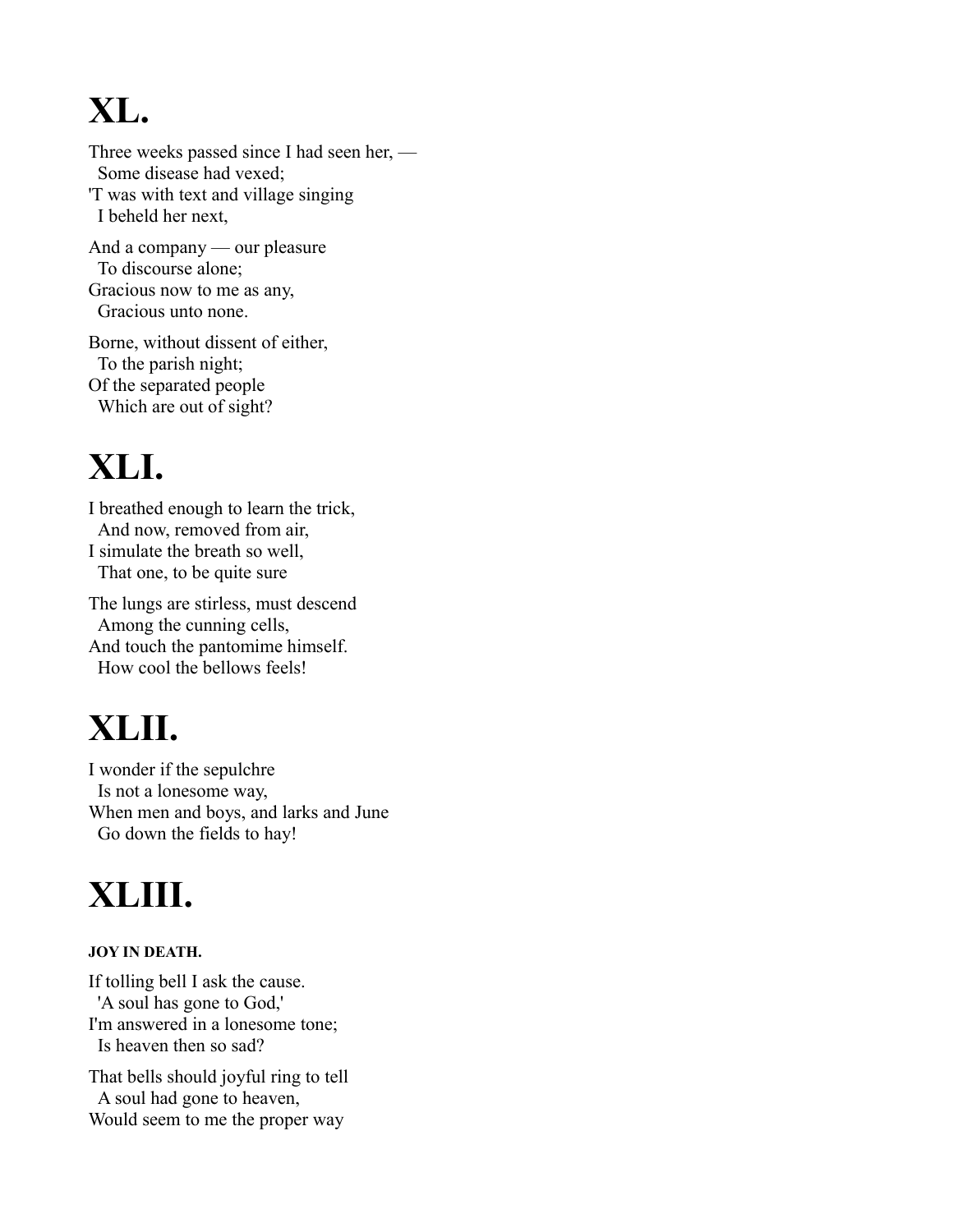# XL.

Three weeks passed since I had seen her, —  
  Some disease had vexed;  
'T was with text and village singing  
  I beheld her next,

And a company — our pleasure  
  To discourse alone;  
Gracious now to me as any,  
  Gracious unto none.

Borne, without dissent of either,  
  To the parish night;  
Of the separated people  
  Which are out of sight?

# XLI.

I breathed enough to learn the trick,  
  And now, removed from air,  
I simulate the breath so well,  
  That one, to be quite sure

The lungs are stirless, must descend  
  Among the cunning cells,  
And touch the pantomime himself.  
  How cool the bellows feels!

# XLII.

I wonder if the sepulchre  
  Is not a lonesome way,  
When men and boys, and larks and June  
  Go down the fields to hay!

# XLIII.

##### JOY IN DEATH.

If tolling bell I ask the cause.  
  'A soul has gone to God,'  
I'm answered in a lonesome tone;  
  Is heaven then so sad?

That bells should joyful ring to tell  
  A soul had gone to heaven,  
Would seem to me the proper way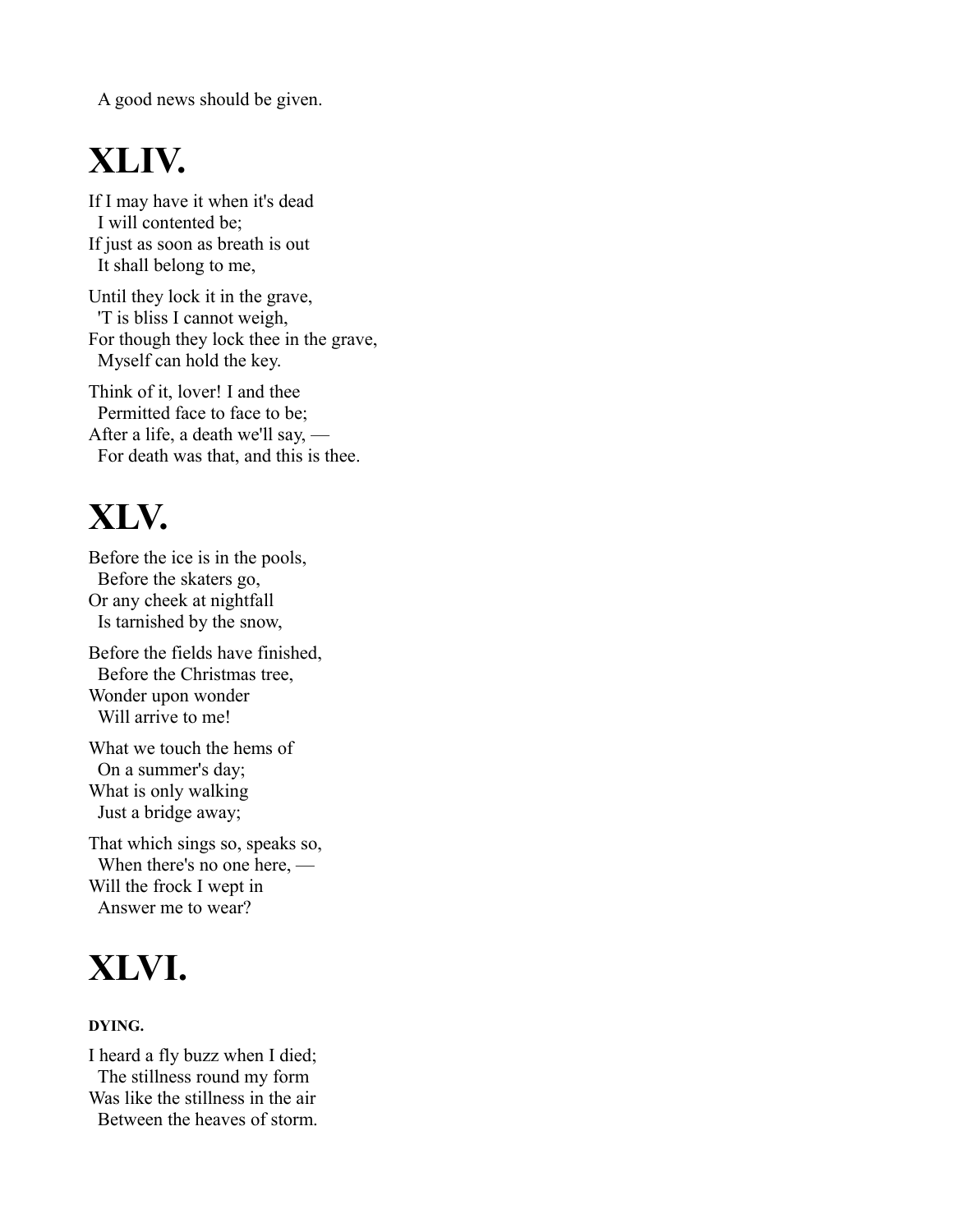A good news should be given.

# XLIV.

If I may have it when it's dead
  I will contented be;
If just as soon as breath is out
  It shall belong to me,

Until they lock it in the grave,
  'T is bliss I cannot weigh,
For though they lock thee in the grave,
  Myself can hold the key.

Think of it, lover! I and thee
  Permitted face to face to be;
After a life, a death we'll say, —
  For death was that, and this is thee.

# XLV.

Before the ice is in the pools,
  Before the skaters go,
Or any cheek at nightfall
  Is tarnished by the snow,

Before the fields have finished,
  Before the Christmas tree,
Wonder upon wonder
  Will arrive to me!

What we touch the hems of
  On a summer's day;
What is only walking
  Just a bridge away;

That which sings so, speaks so,
  When there's no one here, —
Will the frock I wept in
  Answer me to wear?

# XLVI.

**DYING.**

I heard a fly buzz when I died;
  The stillness round my form
Was like the stillness in the air
  Between the heaves of storm.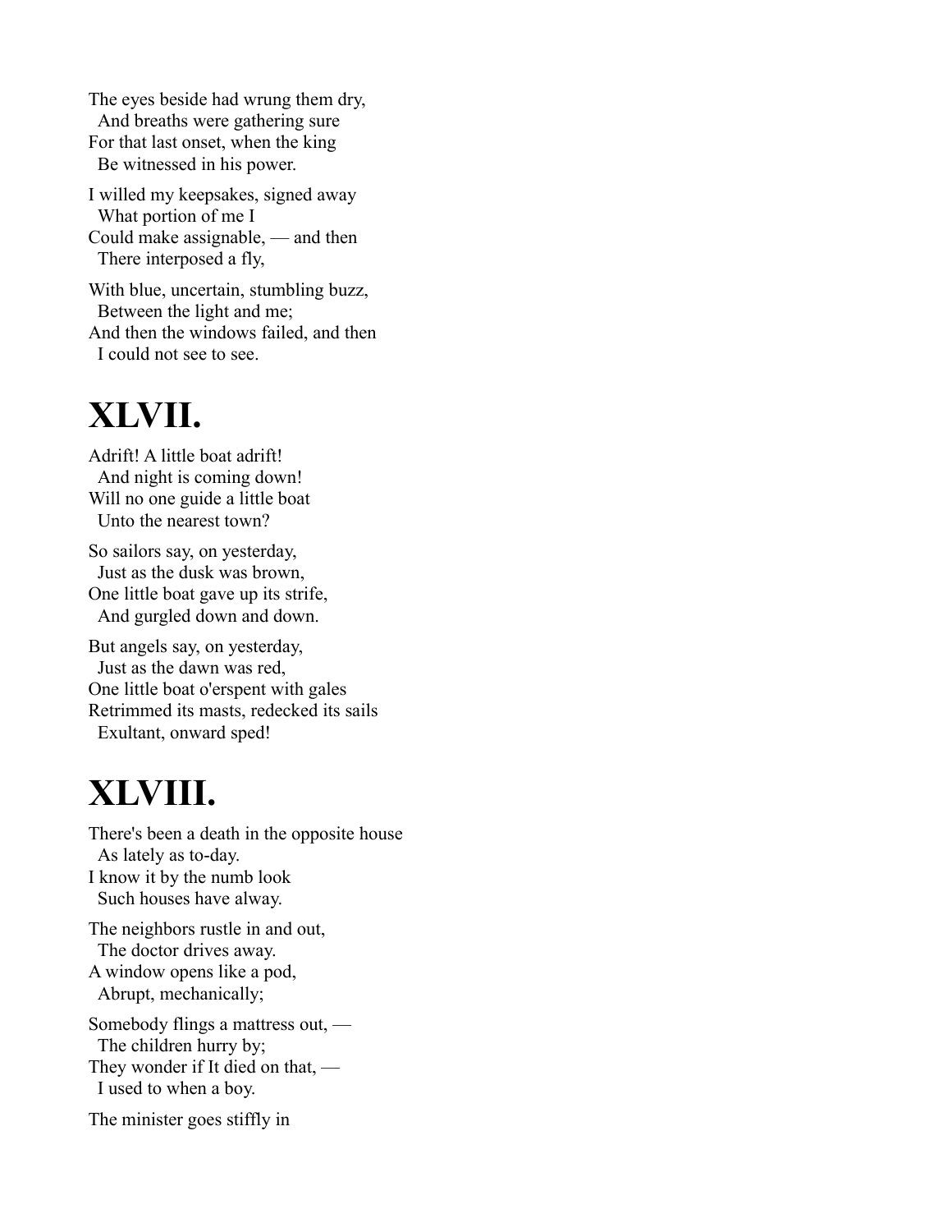The eyes beside had wrung them dry,
  And breaths were gathering sure
For that last onset, when the king
  Be witnessed in his power.

I willed my keepsakes, signed away
  What portion of me I
Could make assignable, — and then
  There interposed a fly,

With blue, uncertain, stumbling buzz,
  Between the light and me;
And then the windows failed, and then
  I could not see to see.

# XLVII.

Adrift! A little boat adrift!
  And night is coming down!
Will no one guide a little boat
  Unto the nearest town?

So sailors say, on yesterday,
  Just as the dusk was brown,
One little boat gave up its strife,
  And gurgled down and down.

But angels say, on yesterday,
  Just as the dawn was red,
One little boat o'erspent with gales
Retrimmed its masts, redecked its sails
  Exultant, onward sped!

# XLVIII.

There's been a death in the opposite house
  As lately as to-day.
I know it by the numb look
  Such houses have alway.

The neighbors rustle in and out,
  The doctor drives away.
A window opens like a pod,
  Abrupt, mechanically;

Somebody flings a mattress out, —
  The children hurry by;
They wonder if It died on that, —
  I used to when a boy.

The minister goes stiffly in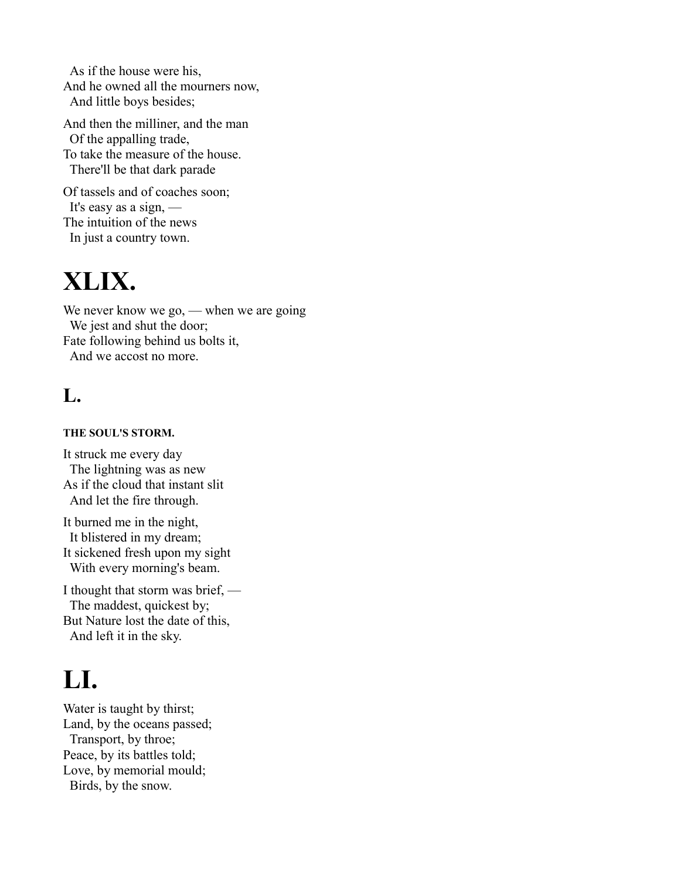As if the house were his,  
And he owned all the mourners now,  
And little boys besides;

And then the milliner, and the man  
Of the appalling trade,  
To take the measure of the house.  
There'll be that dark parade

Of tassels and of coaches soon;  
It's easy as a sign, —  
The intuition of the news  
In just a country town.

# XLIX.

We never know we go, — when we are going  
We jest and shut the door;  
Fate following behind us bolts it,  
And we accost no more.

## L.

##### THE SOUL'S STORM.

It struck me every day  
The lightning was as new  
As if the cloud that instant slit  
And let the fire through.

It burned me in the night,  
It blistered in my dream;  
It sickened fresh upon my sight  
With every morning's beam.

I thought that storm was brief, —  
The maddest, quickest by;  
But Nature lost the date of this,  
And left it in the sky.

# LI.

Water is taught by thirst;  
Land, by the oceans passed;  
Transport, by throe;  
Peace, by its battles told;  
Love, by memorial mould;  
Birds, by the snow.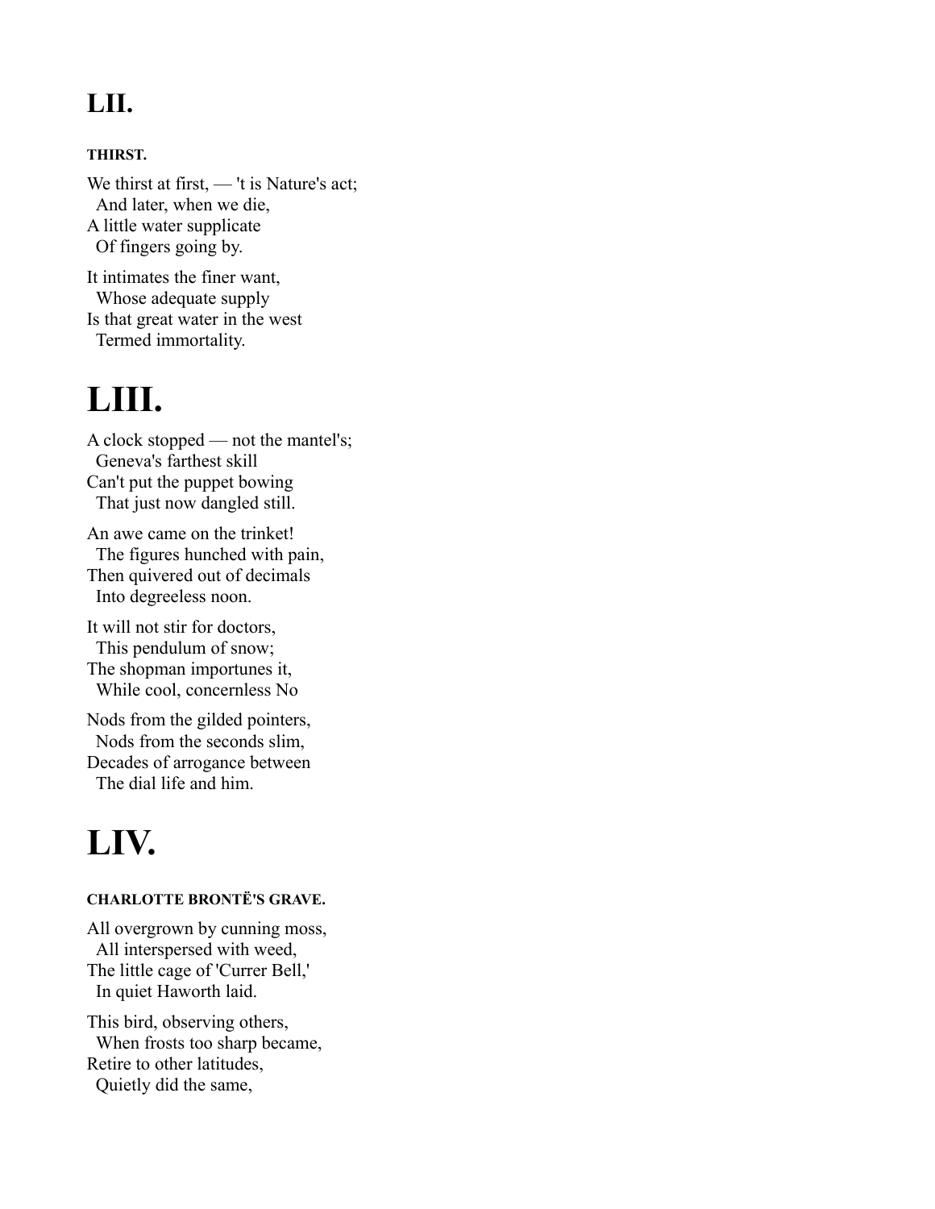## LII.

#### THIRST.

We thirst at first, — 't is Nature's act;  
  And later, when we die,  
A little water supplicate  
  Of fingers going by.

It intimates the finer want,  
  Whose adequate supply  
Is that great water in the west  
  Termed immortality.

# LIII.

A clock stopped — not the mantel's;  
  Geneva's farthest skill  
Can't put the puppet bowing  
  That just now dangled still.

An awe came on the trinket!  
  The figures hunched with pain,  
Then quivered out of decimals  
  Into degreeless noon.

It will not stir for doctors,  
  This pendulum of snow;  
The shopman importunes it,  
  While cool, concernless No

Nods from the gilded pointers,  
  Nods from the seconds slim,  
Decades of arrogance between  
  The dial life and him.

# LIV.

#### CHARLOTTE BRONTË'S GRAVE.

All overgrown by cunning moss,  
  All interspersed with weed,  
The little cage of 'Currer Bell,'  
  In quiet Haworth laid.

This bird, observing others,  
  When frosts too sharp became,  
Retire to other latitudes,  
  Quietly did the same,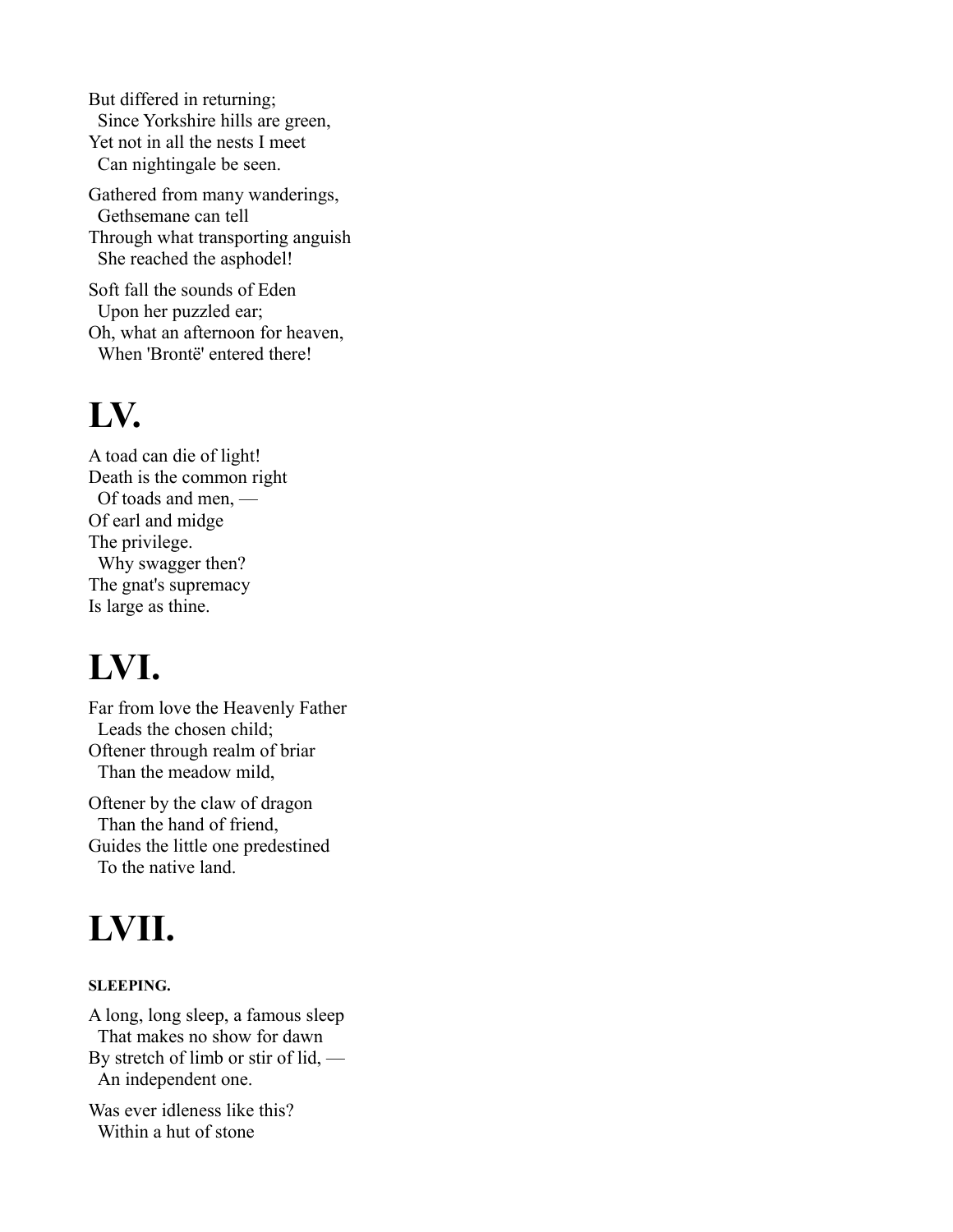But differed in returning;  
  Since Yorkshire hills are green,  
Yet not in all the nests I meet  
  Can nightingale be seen.

Gathered from many wanderings,  
  Gethsemane can tell  
Through what transporting anguish  
  She reached the asphodel!

Soft fall the sounds of Eden  
  Upon her puzzled ear;  
Oh, what an afternoon for heaven,  
  When 'Brontë' entered there!

# LV.

A toad can die of light!  
Death is the common right  
  Of toads and men, —  
Of earl and midge  
The privilege.  
  Why swagger then?  
The gnat's supremacy  
Is large as thine.

# LVI.

Far from love the Heavenly Father  
  Leads the chosen child;  
Oftener through realm of briar  
  Than the meadow mild,

Oftener by the claw of dragon  
  Than the hand of friend,  
Guides the little one predestined  
  To the native land.

# LVII.

##### SLEEPING.

A long, long sleep, a famous sleep  
  That makes no show for dawn  
By stretch of limb or stir of lid, —  
  An independent one.

Was ever idleness like this?  
  Within a hut of stone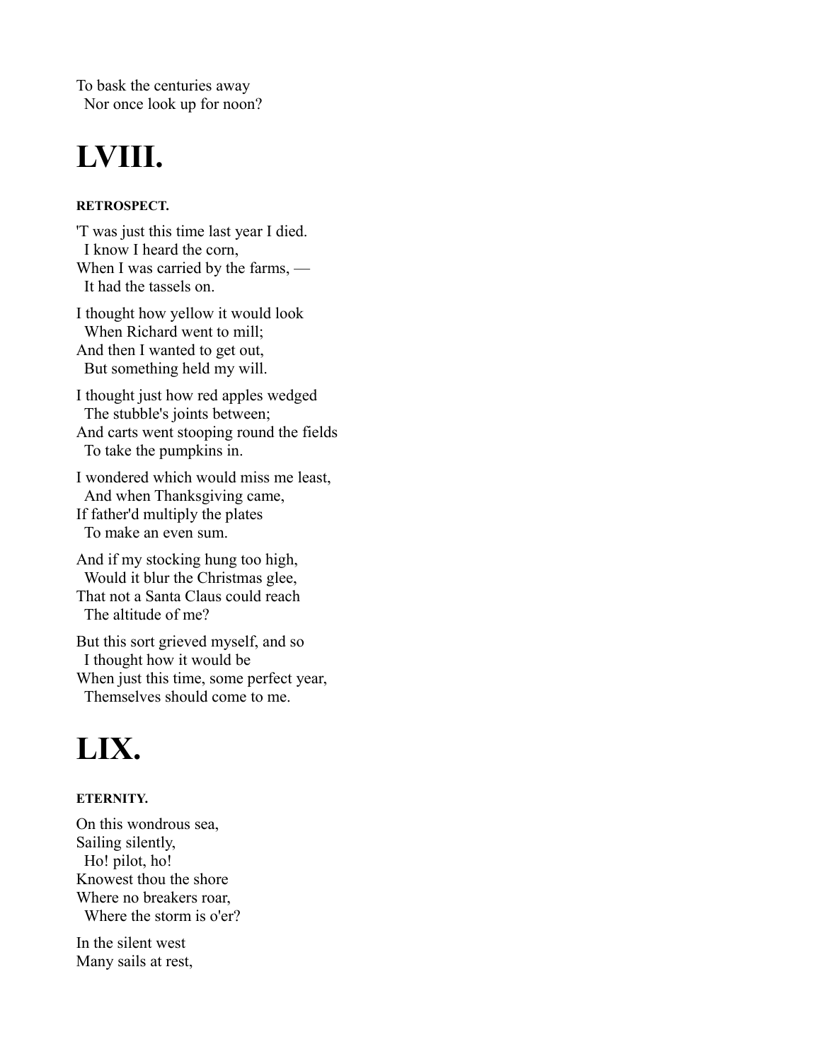To bask the centuries away
  Nor once look up for noon?

# LVIII.

#### RETROSPECT.

'T was just this time last year I died.
  I know I heard the corn,
When I was carried by the farms, —
  It had the tassels on.

I thought how yellow it would look
  When Richard went to mill;
And then I wanted to get out,
  But something held my will.

I thought just how red apples wedged
  The stubble's joints between;
And carts went stooping round the fields
  To take the pumpkins in.

I wondered which would miss me least,
  And when Thanksgiving came,
If father'd multiply the plates
  To make an even sum.

And if my stocking hung too high,
  Would it blur the Christmas glee,
That not a Santa Claus could reach
  The altitude of me?

But this sort grieved myself, and so
  I thought how it would be
When just this time, some perfect year,
  Themselves should come to me.

# LIX.

#### ETERNITY.

On this wondrous sea,
Sailing silently,
  Ho! pilot, ho!
Knowest thou the shore
Where no breakers roar,
  Where the storm is o'er?

In the silent west
Many sails at rest,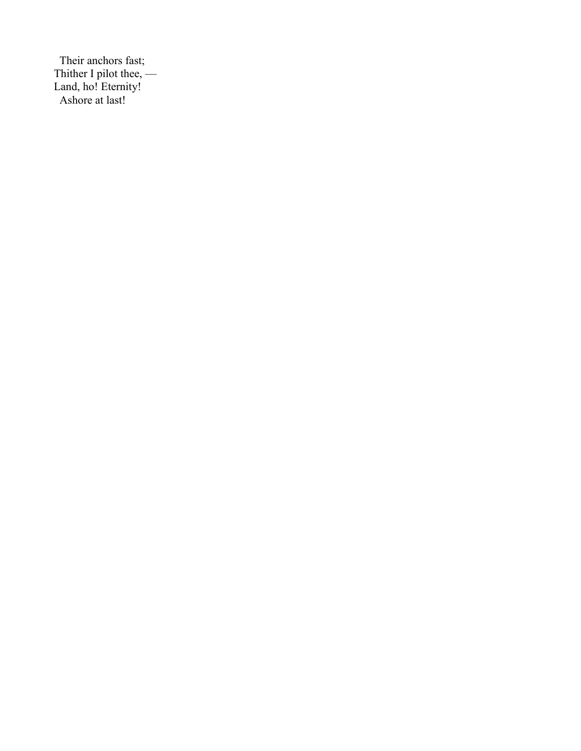Their anchors fast;
Thither I pilot thee, —
Land, ho! Eternity!
  Ashore at last!